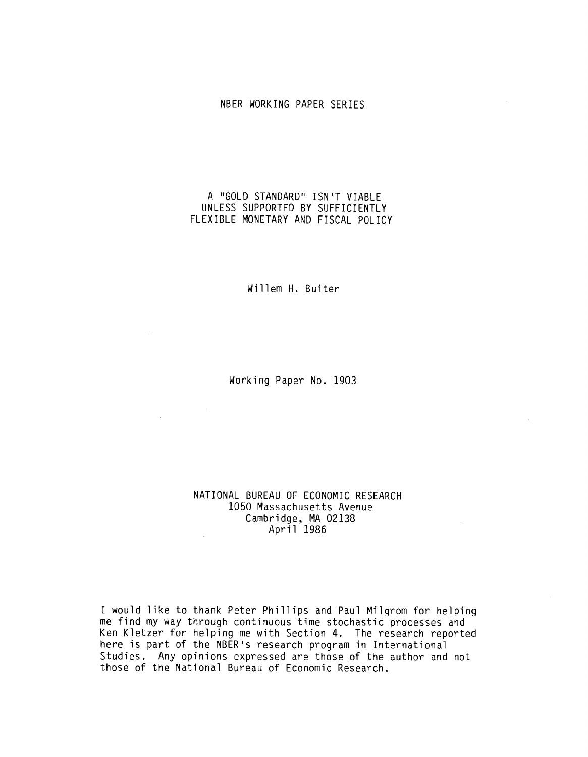NBER WORKING PAPER SERIES

# A "GOLD STANDARD" ISN'T VIABLE UNLESS SUPPORTED BY SUFFICIENTLY FLEXIBLE MONETARY AND FISCAL POLICY

Willem H. Buiter

Working Paper No. 1903

NATIONAL BUREAU OF ECONOMIC RESEARCH
1050 Massachusetts Avenue
Cambridge, MA 02138
April 1986

I would like to thank Peter Phillips and Paul Milgrom for helping me find my way through continuous time stochastic processes and Ken Kletzer for helping me with Section 4. The research reported here is part of the NBER's research program in International Studies. Any opinions expressed are those of the author and not those of the National Bureau of Economic Research.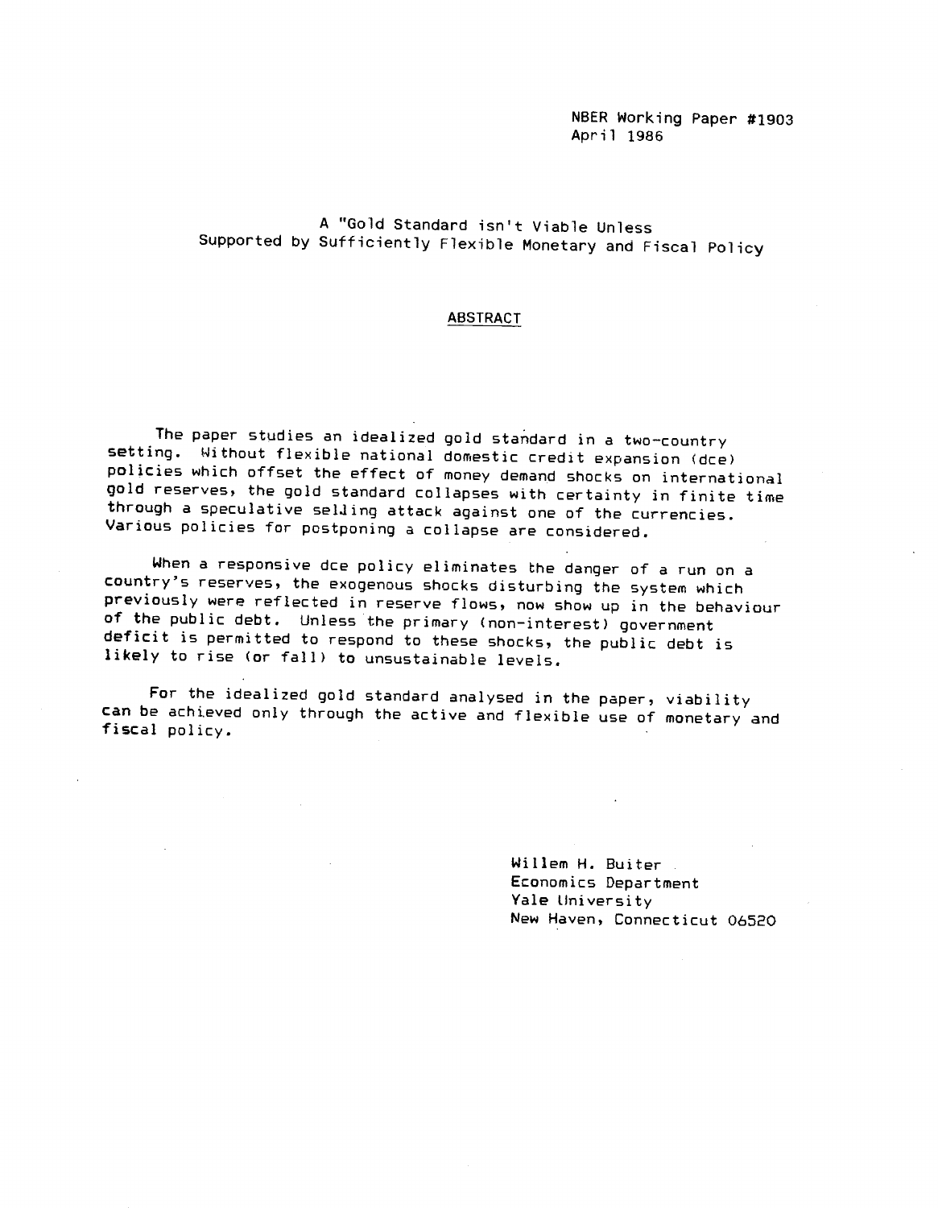NBER Working Paper #1903
April 1986

# A "Gold Standard isn't Viable Unless Supported by Sufficiently Flexible Monetary and Fiscal Policy

## ABSTRACT

The paper studies an idealized gold standard in a two-country setting. Without flexible national domestic credit expansion (dce) policies which offset the effect of money demand shocks on international gold reserves, the gold standard collapses with certainty in finite time through a speculative selling attack against one of the currencies. Various policies for postponing a collapse are considered.

When a responsive dce policy eliminates the danger of a run on a country's reserves, the exogenous shocks disturbing the system which previously were reflected in reserve flows, now show up in the behaviour of the public debt. Unless the primary (non-interest) government deficit is permitted to respond to these shocks, the public debt is likely to rise (or fall) to unsustainable levels.

For the idealized gold standard analysed in the paper, viability can be achieved only through the active and flexible use of monetary and fiscal policy.

Willem H. Buiter
Economics Department
Yale University
New Haven, Connecticut 06520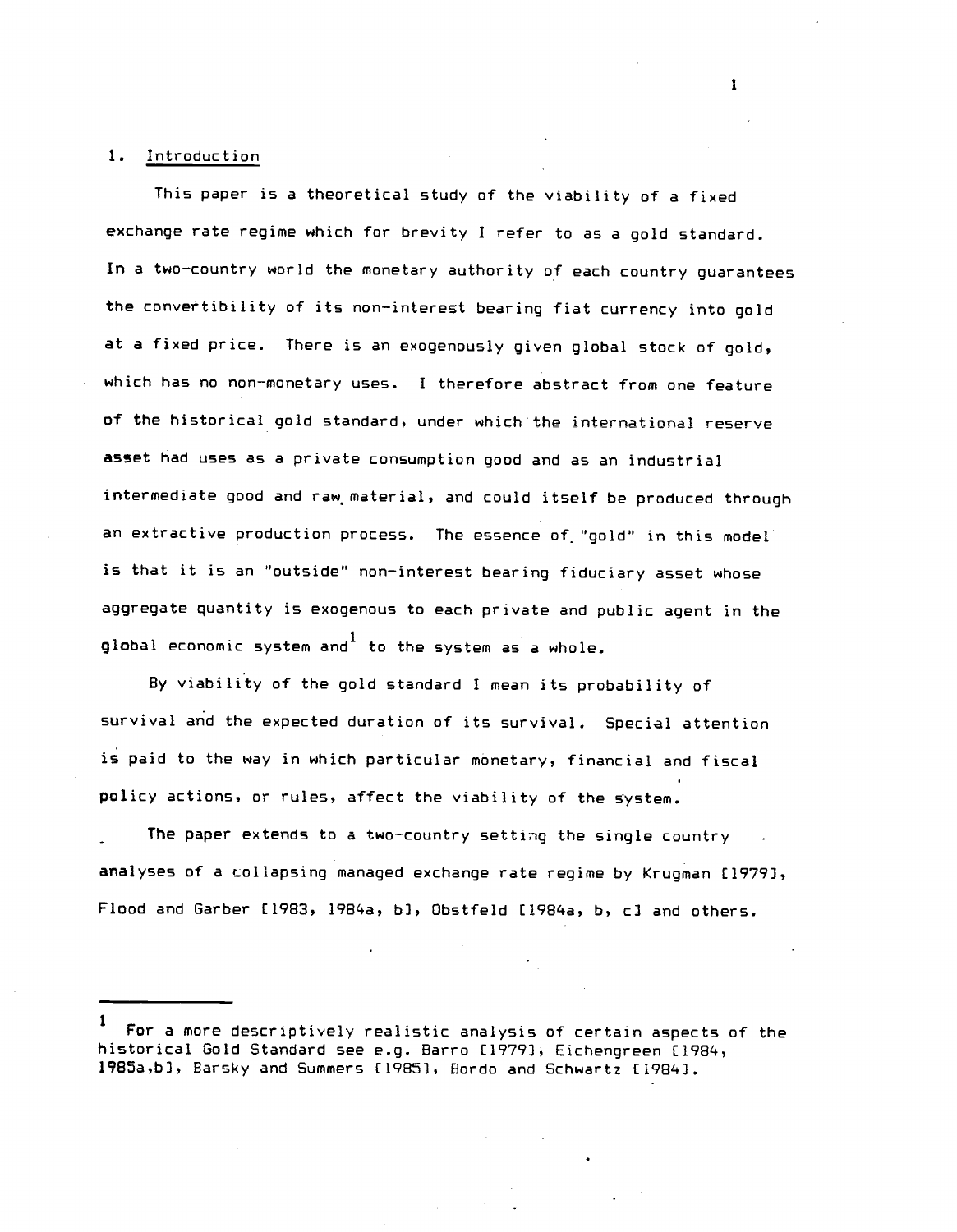## 1. Introduction

This paper is a theoretical study of the viability of a fixed exchange rate regime which for brevity I refer to as a gold standard. In a two-country world the monetary authority of each country guarantees the convertibility of its non-interest bearing fiat currency into gold at a fixed price. There is an exogenously given global stock of gold, which has no non-monetary uses. I therefore abstract from one feature of the historical gold standard, under which the international reserve asset had uses as a private consumption good and as an industrial intermediate good and raw material, and could itself be produced through an extractive production process. The essence of "gold" in this model is that it is an "outside" non-interest bearing fiduciary asset whose aggregate quantity is exogenous to each private and public agent in the global economic system and[1] to the system as a whole.

By viability of the gold standard I mean its probability of survival and the expected duration of its survival. Special attention is paid to the way in which particular monetary, financial and fiscal policy actions, or rules, affect the viability of the system.

The paper extends to a two-country setting the single country analyses of a collapsing managed exchange rate regime by Krugman [1979], Flood and Garber [1983, 1984a, b], Obstfeld [1984a, b, c] and others.

---

[1] For a more descriptively realistic analysis of certain aspects of the historical Gold Standard see e.g. Barro [1979], Eichengreen [1984, 1985a,b], Barsky and Summers [1985], Bordo and Schwartz [1984].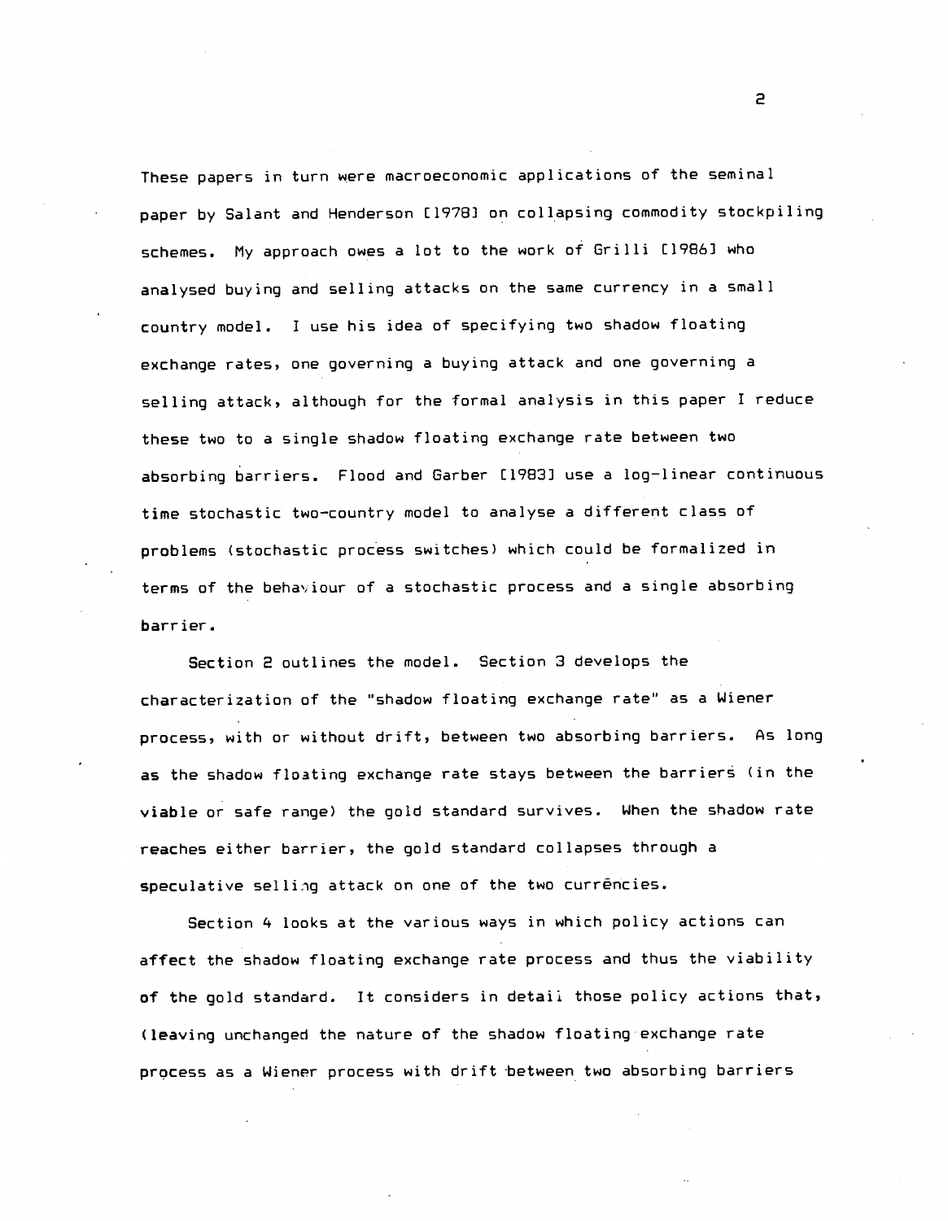These papers in turn were macroeconomic applications of the seminal paper by Salant and Henderson [1978] on collapsing commodity stockpiling schemes. My approach owes a lot to the work of Grilli [1986] who analysed buying and selling attacks on the same currency in a small country model. I use his idea of specifying two shadow floating exchange rates, one governing a buying attack and one governing a selling attack, although for the formal analysis in this paper I reduce these two to a single shadow floating exchange rate between two absorbing barriers. Flood and Garber [1983] use a log-linear continuous time stochastic two-country model to analyse a different class of problems (stochastic process switches) which could be formalized in terms of the behaviour of a stochastic process and a single absorbing barrier.

Section 2 outlines the model. Section 3 develops the characterization of the "shadow floating exchange rate" as a Wiener process, with or without drift, between two absorbing barriers. As long as the shadow floating exchange rate stays between the barriers (in the viable or safe range) the gold standard survives. When the shadow rate reaches either barrier, the gold standard collapses through a speculative selling attack on one of the two currencies.

Section 4 looks at the various ways in which policy actions can affect the shadow floating exchange rate process and thus the viability of the gold standard. It considers in detail those policy actions that, (leaving unchanged the nature of the shadow floating exchange rate process as a Wiener process with drift between two absorbing barriers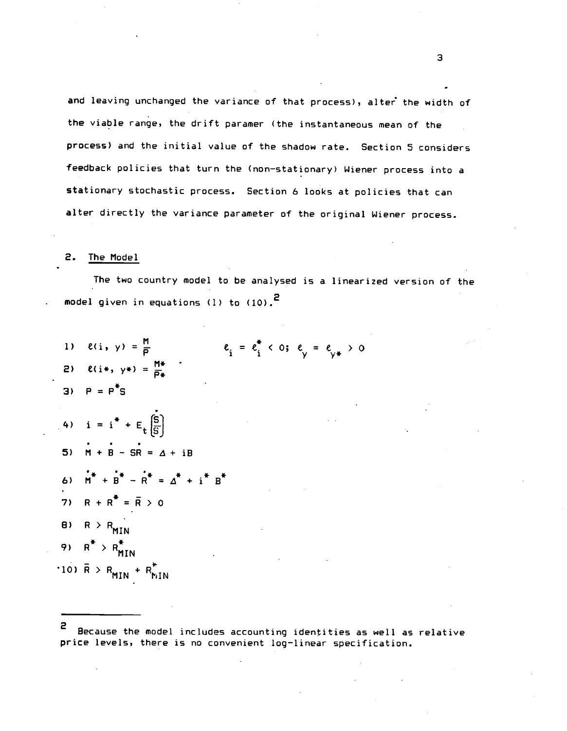and leaving unchanged the variance of that process), alter the width of the viable range, the drift paramer (the instantaneous mean of the process) and the initial value of the shadow rate. Section 5 considers feedback policies that turn the (non-stationary) Wiener process into a stationary stochastic process. Section 6 looks at policies that can alter directly the variance parameter of the original Wiener process.

## 2. The Model

The two country model to be analysed is a linearized version of the model given in equations (1) to (10).[2]

$$1)\quad \ell(i, y) = \frac{M}{P} \qquad\qquad \ell_i = \ell^*_i < 0;\ \ell_y = \ell_{y*} > 0$$

$$2)\quad \ell(i*, y*) = \frac{M*}{P*}$$

$$3)\quad P = P^* S$$

$$4)\quad i = i^* + E_t\left(\frac{\dot{S}}{S}\right)$$

$$5)\quad \dot{M} + \dot{B} - S\dot{R} = \Delta + iB$$

$$6)\quad \dot{M}^* + \dot{B}^* - \dot{R}^* = \Delta^* + i^* B^*$$

$$7)\quad R + R^* = \bar{R} > 0$$

$$8)\quad R > R_{MIN}$$

$$9)\quad R^* > R^*_{MIN}$$

$$10)\quad \bar{R} > R_{MIN} + R^*_{MIN}$$

---

[2] Because the model includes accounting identities as well as relative price levels, there is no convenient log-linear specification.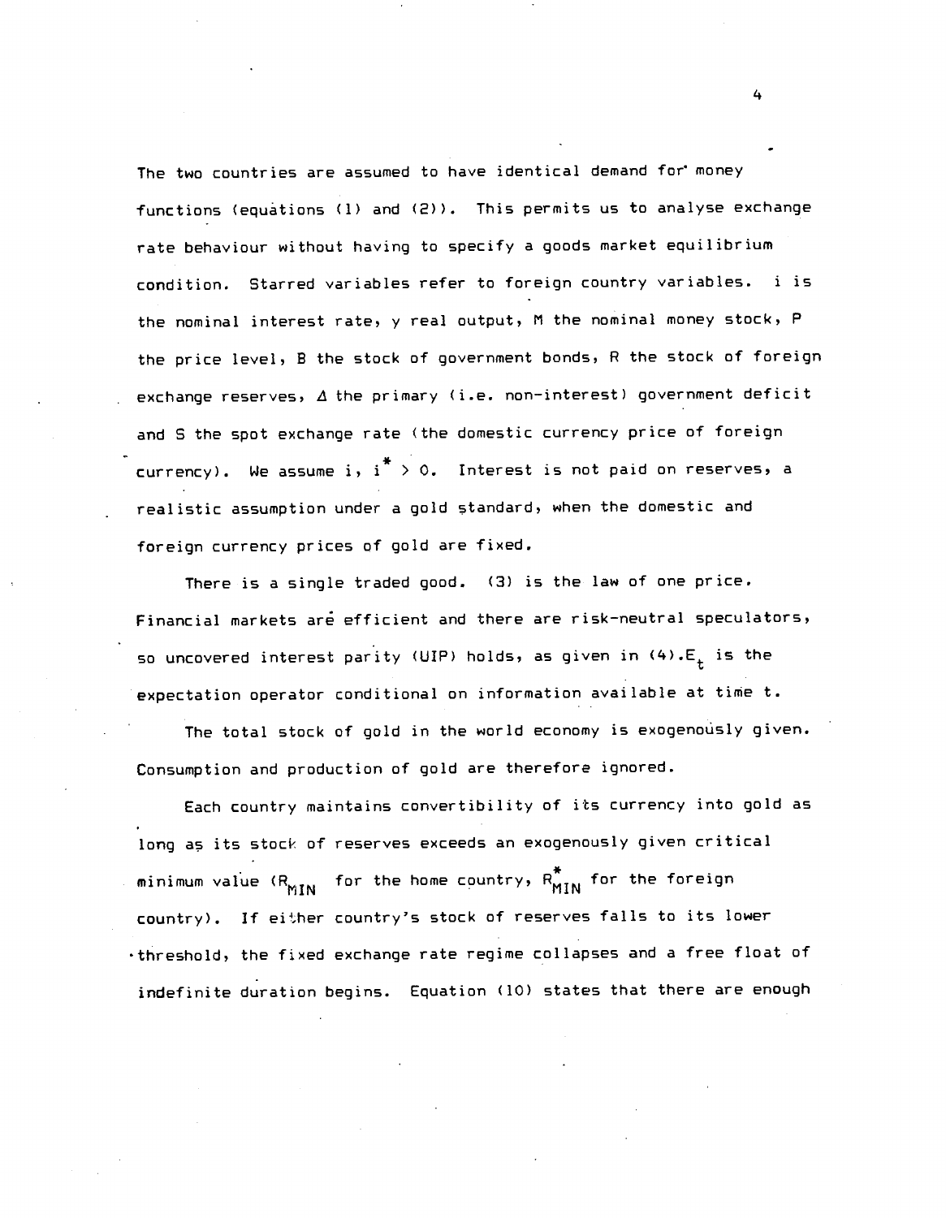The two countries are assumed to have identical demand for money functions (equations (1) and (2)). This permits us to analyse exchange rate behaviour without having to specify a goods market equilibrium condition. Starred variables refer to foreign country variables. i is the nominal interest rate, y real output, M the nominal money stock, P the price level, B the stock of government bonds, R the stock of foreign exchange reserves, $\Delta$ the primary (i.e. non-interest) government deficit and S the spot exchange rate (the domestic currency price of foreign currency). We assume $i, i^* > 0$. Interest is not paid on reserves, a realistic assumption under a gold standard, when the domestic and foreign currency prices of gold are fixed.

There is a single traded good. (3) is the law of one price. Financial markets are efficient and there are risk-neutral speculators, so uncovered interest parity (UIP) holds, as given in (4). $E_t$ is the expectation operator conditional on information available at time t.

The total stock of gold in the world economy is exogenously given. Consumption and production of gold are therefore ignored.

Each country maintains convertibility of its currency into gold as long as its stock of reserves exceeds an exogenously given critical minimum value ($R_{MIN}$ for the home country, $R^*_{MIN}$ for the foreign country). If either country's stock of reserves falls to its lower threshold, the fixed exchange rate regime collapses and a free float of indefinite duration begins. Equation (10) states that there are enough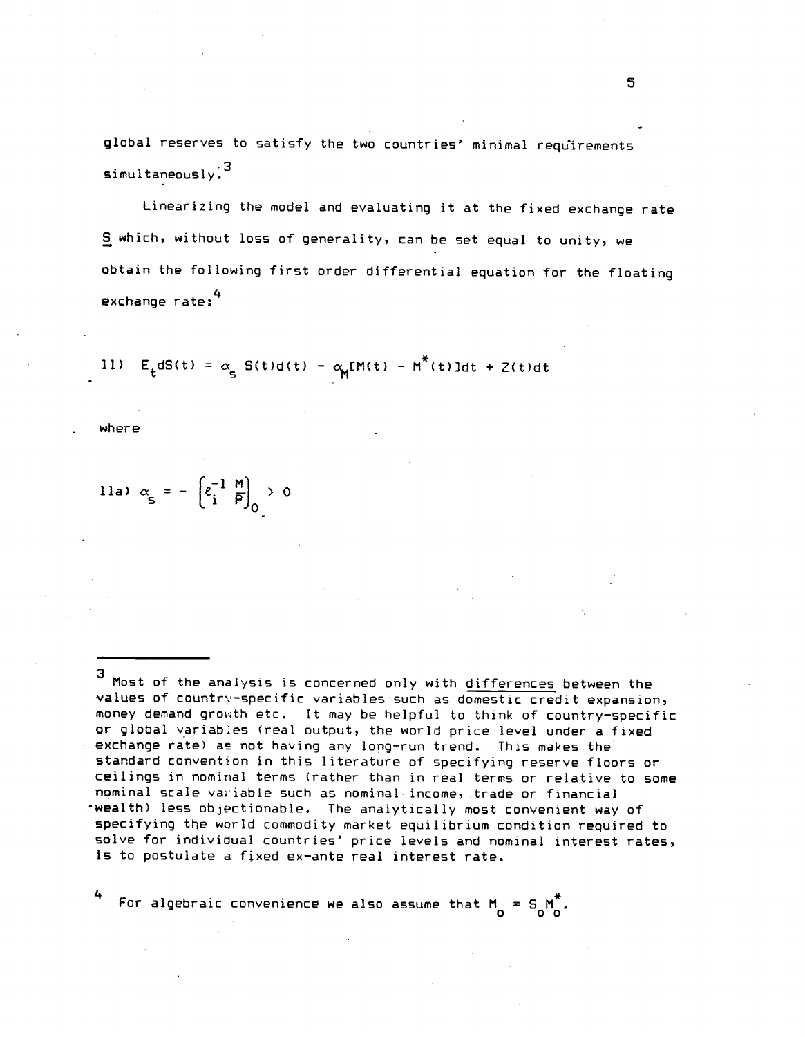global reserves to satisfy the two countries' minimal requirements simultaneously.[3]

Linearizing the model and evaluating it at the fixed exchange rate $\underline{S}$ which, without loss of generality, can be set equal to unity, we obtain the following first order differential equation for the floating exchange rate:[4]

$$11) \quad E_t dS(t) = \alpha_S S(t)d(t) - \alpha_M [M(t) - M^*(t)]dt + Z(t)dt$$

where

$$11a) \quad \alpha_S = -\left(\ell_i^{-1} \frac{M}{P}\right)_0 > 0$$

---

[3] Most of the analysis is concerned only with differences between the values of country-specific variables such as domestic credit expansion, money demand growth etc. It may be helpful to think of country-specific or global variables (real output, the world price level under a fixed exchange rate) as not having any long-run trend. This makes the standard convention in this literature of specifying reserve floors or ceilings in nominal terms (rather than in real terms or relative to some nominal scale variable such as nominal income, trade or financial wealth) less objectionable. The analytically most convenient way of specifying the world commodity market equilibrium condition required to solve for individual countries' price levels and nominal interest rates, is to postulate a fixed ex-ante real interest rate.

[4] For algebraic convenience we also assume that $M_0 = S_0 M_0^*$.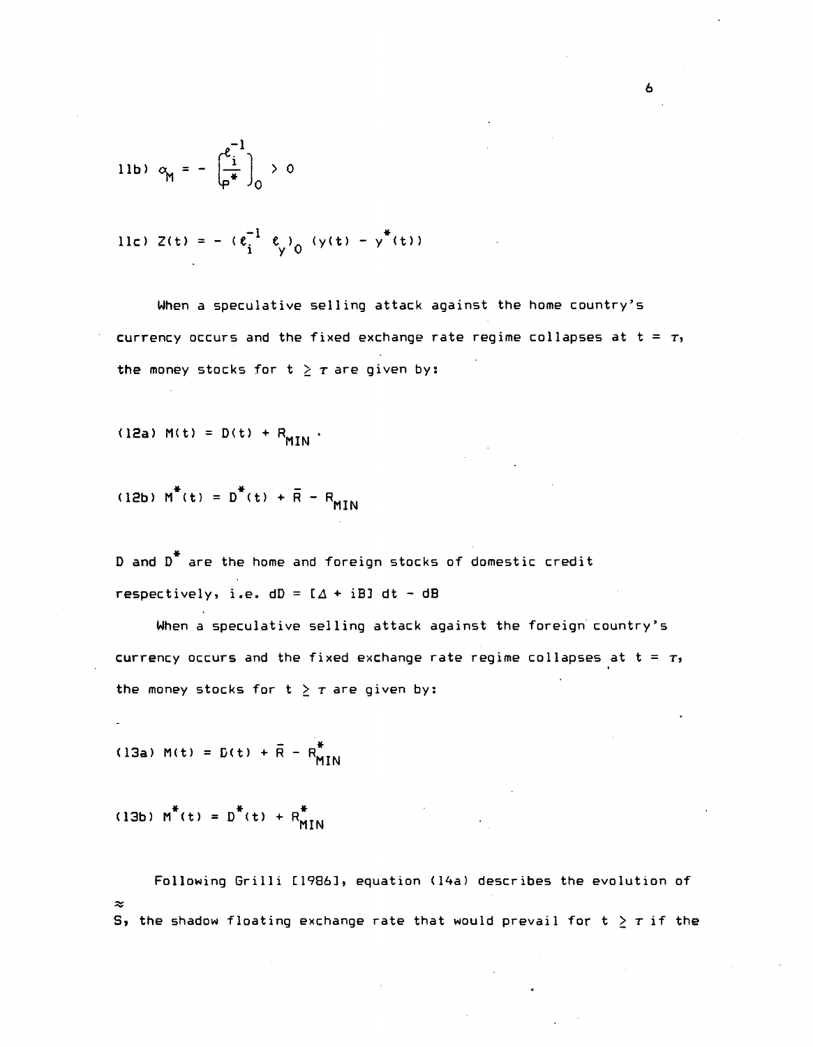$$11b)\ \alpha_M = -\left[\frac{\varepsilon_i^{-1}}{P^*}\right]_0 > 0$$

$$11c)\ Z(t) = -(\varepsilon_i^{-1}\ \varepsilon_y)_0\ (y(t) - y^*(t))$$

When a speculative selling attack against the home country's currency occurs and the fixed exchange rate regime collapses at $t = \tau$, the money stocks for $t \geq \tau$ are given by:

$$(12a)\ M(t) = D(t) + R_{MIN}\ .$$

$$(12b)\ M^*(t) = D^*(t) + \bar{R} - R_{MIN}$$

D and $D^*$ are the home and foreign stocks of domestic credit respectively, i.e. $dD = [\Delta + iB]\ dt - dB$

When a speculative selling attack against the foreign country's currency occurs and the fixed exchange rate regime collapses at $t = \tau$, the money stocks for $t \geq \tau$ are given by:

$$(13a)\ M(t) = D(t) + \bar{R} - R^*_{MIN}$$

$$(13b)\ M^*(t) = D^*(t) + R^*_{MIN}$$

Following Grilli [1986], equation (14a) describes the evolution of $\approx$ S, the shadow floating exchange rate that would prevail for $t \geq \tau$ if the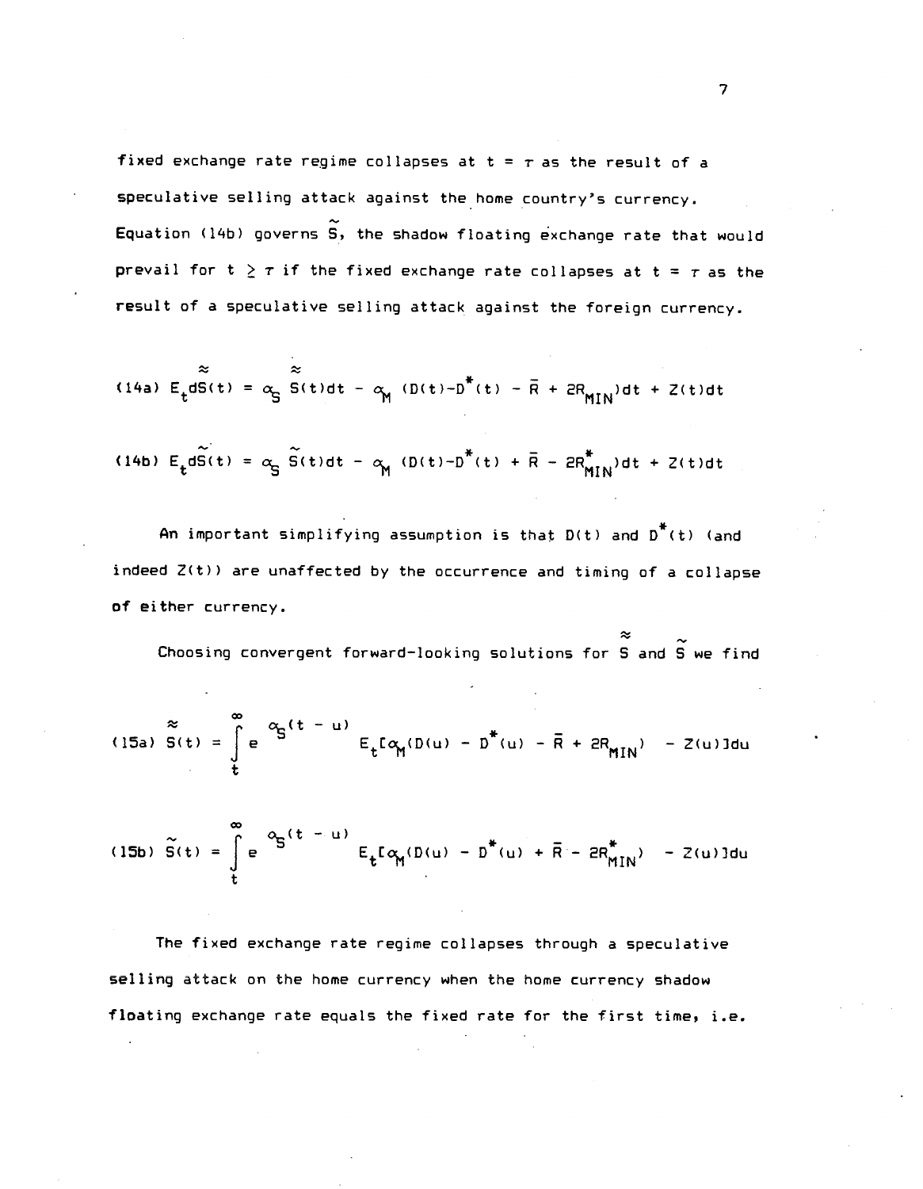fixed exchange rate regime collapses at $t = \tau$ as the result of a speculative selling attack against the home country's currency. Equation (14b) governs $\tilde{S}$, the shadow floating exchange rate that would prevail for $t \geq \tau$ if the fixed exchange rate collapses at $t = \tau$ as the result of a speculative selling attack against the foreign currency.

$$\text{(14a)} \quad E_t d\approx{S}(t) = \alpha_S \approx{S}(t)dt - \alpha_M (D(t)-D^*(t) - \bar{R} + 2R_{MIN})dt + Z(t)dt$$

$$\text{(14b)} \quad E_t d\tilde{S}(t) = \alpha_S \tilde{S}(t)dt - \alpha_M (D(t)-D^*(t) + \bar{R} - 2R^*_{MIN})dt + Z(t)dt$$

An important simplifying assumption is that $D(t)$ and $D^*(t)$ (and indeed $Z(t)$) are unaffected by the occurrence and timing of a collapse of either currency.

Choosing convergent forward-looking solutions for $\approx{S}$ and $\tilde{S}$ we find

$$\text{(15a)} \quad \approx{S}(t) = \int_t^\infty e^{\alpha_S(t - u)} E_t[\alpha_M(D(u) - D^*(u) - \bar{R} + 2R_{MIN}) - Z(u)]du$$

$$\text{(15b)} \quad \tilde{S}(t) = \int_t^\infty e^{\alpha_S(t - u)} E_t[\alpha_M(D(u) - D^*(u) + \bar{R} - 2R^*_{MIN}) - Z(u)]du$$

The fixed exchange rate regime collapses through a speculative selling attack on the home currency when the home currency shadow floating exchange rate equals the fixed rate for the first time, i.e.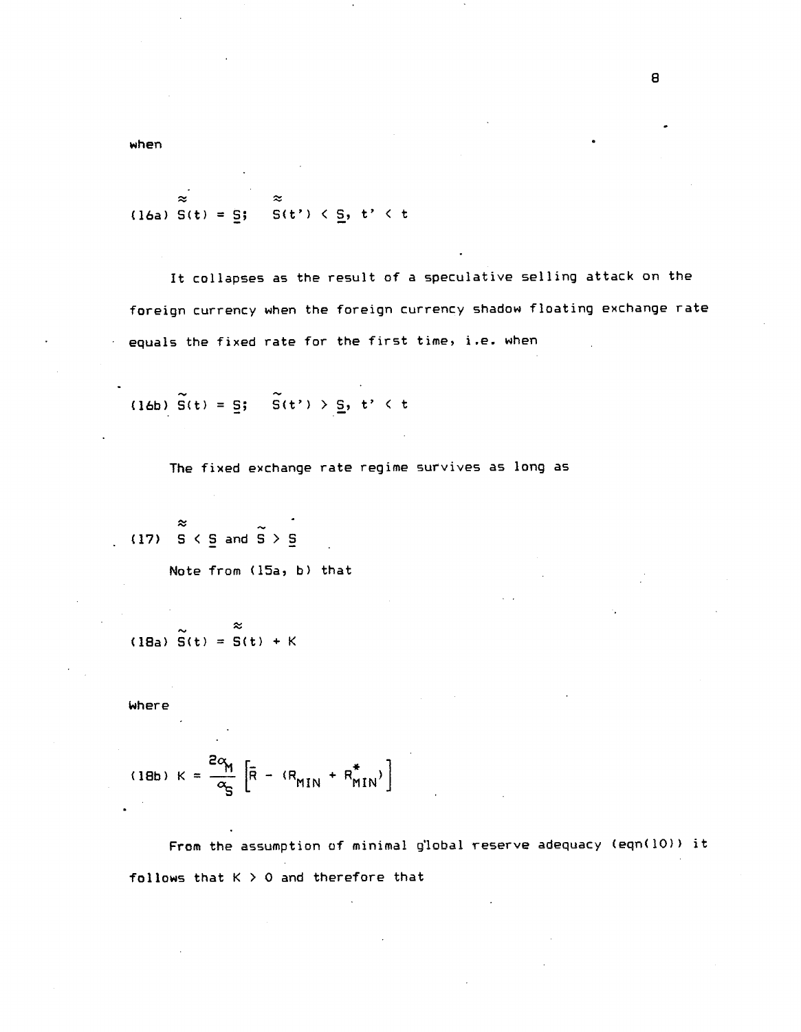when

$$(16a)\quad \approx{S}(t) = \underline{S}; \quad \approx{S}(t') < \underline{S},\ t' < t$$

It collapses as the result of a speculative selling attack on the foreign currency when the foreign currency shadow floating exchange rate equals the fixed rate for the first time, i.e. when

$$(16b)\quad \tilde{S}(t) = \underline{S}; \quad \tilde{S}(t') > \underline{S},\ t' < t$$

The fixed exchange rate regime survives as long as

$$(17)\quad \approx{S} < \underline{S} \text{ and } \tilde{S} > \underline{S}$$

Note from (15a, b) that

$$(18a)\quad \tilde{S}(t) = \approx{S}(t) + K$$

Where

$$(18b)\quad K = \frac{2\alpha_M}{\alpha_S}\left[\bar{R} - (R_{MIN} + R^*_{MIN})\right]$$

From the assumption of minimal global reserve adequacy (eqn(10)) it follows that $K > 0$ and therefore that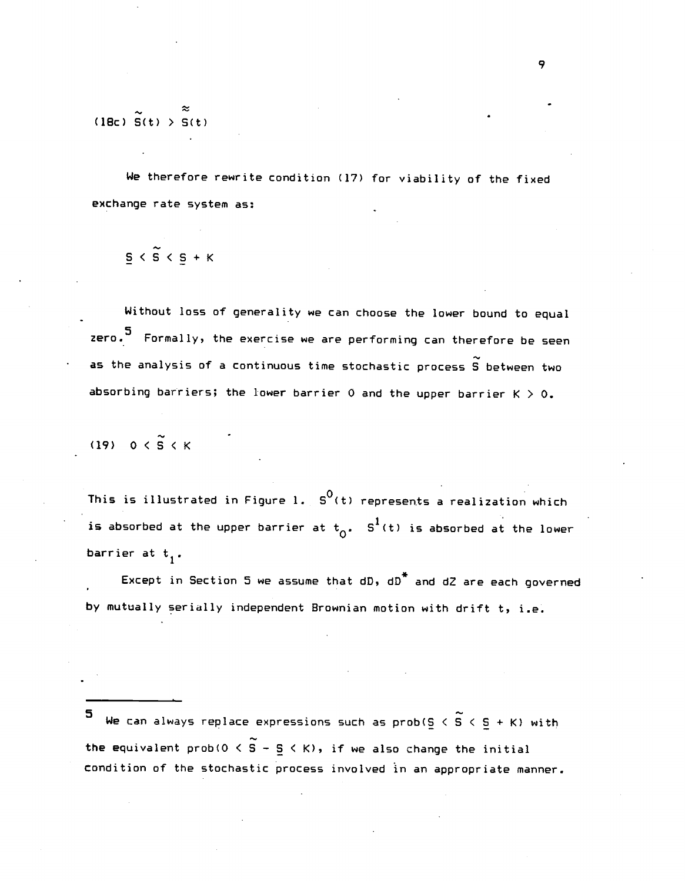(18c) $\tilde{S}(t) > \approx{S}(t)$

We therefore rewrite condition (17) for viability of the fixed exchange rate system as:

$$\underline{S} < \tilde{S} < \underline{S} + K$$

Without loss of generality we can choose the lower bound to equal zero.[5] Formally, the exercise we are performing can therefore be seen as the analysis of a continuous time stochastic process $\tilde{S}$ between two absorbing barriers; the lower barrier 0 and the upper barrier $K > 0$.

(19) $0 < \tilde{S} < K$

This is illustrated in Figure 1. $S^0(t)$ represents a realization which is absorbed at the upper barrier at $t_0$. $S^1(t)$ is absorbed at the lower barrier at $t_1$.

Except in Section 5 we assume that $dD$, $dD^*$ and $dZ$ are each governed by mutually serially independent Brownian motion with drift t, i.e.

---

[5] We can always replace expressions such as $\text{prob}(\underline{S} < \tilde{S} < \underline{S} + K)$ with the equivalent $\text{prob}(0 < \tilde{S} - \underline{S} < K)$, if we also change the initial condition of the stochastic process involved in an appropriate manner.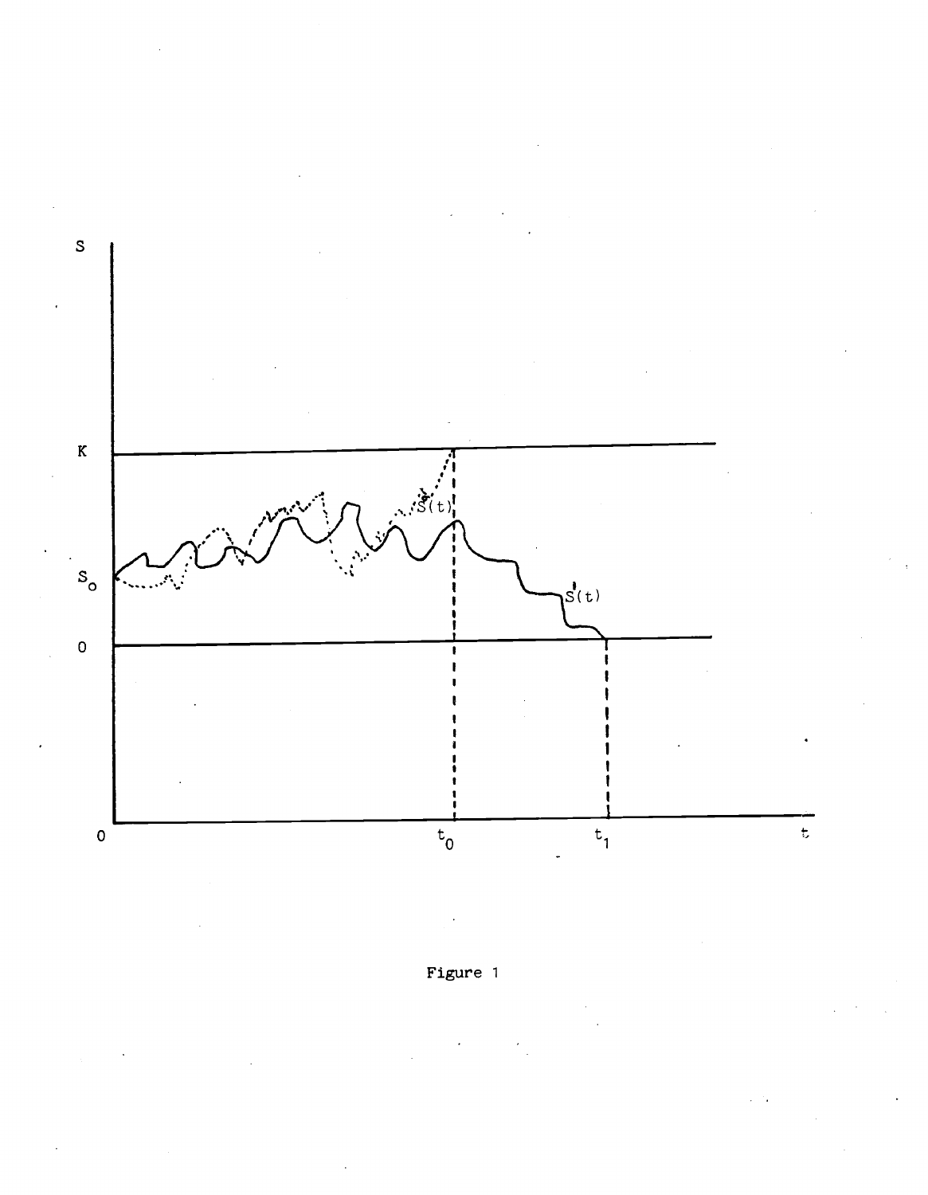Figure 1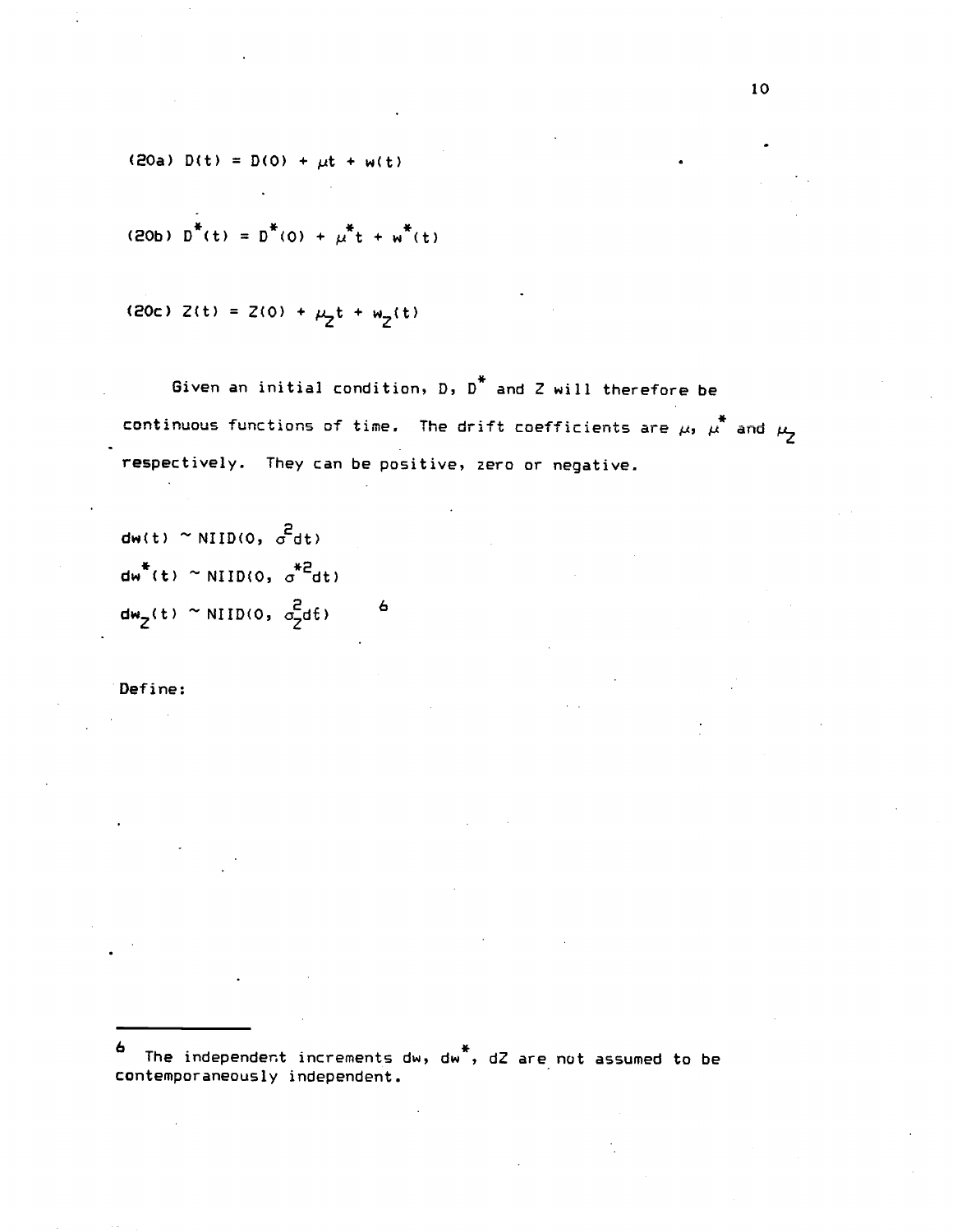(20a) $D(t) = D(0) + \mu t + w(t)$

(20b) $D^*(t) = D^*(0) + \mu^* t + w^*(t)$

(20c) $Z(t) = Z(0) + \mu_Z t + w_Z(t)$

Given an initial condition, $D$, $D^*$ and $Z$ will therefore be continuous functions of time. The drift coefficients are $\mu$, $\mu^*$ and $\mu_Z$ respectively. They can be positive, zero or negative.

$dw(t) \sim NIID(0, \sigma^2 dt)$

$dw^*(t) \sim NIID(0, \sigma^{*2} dt)$

$dw_Z(t) \sim NIID(0, \sigma_Z^2 dt)$ [6]

Define:

[6] The independent increments $dw$, $dw^*$, $dZ$ are not assumed to be contemporaneously independent.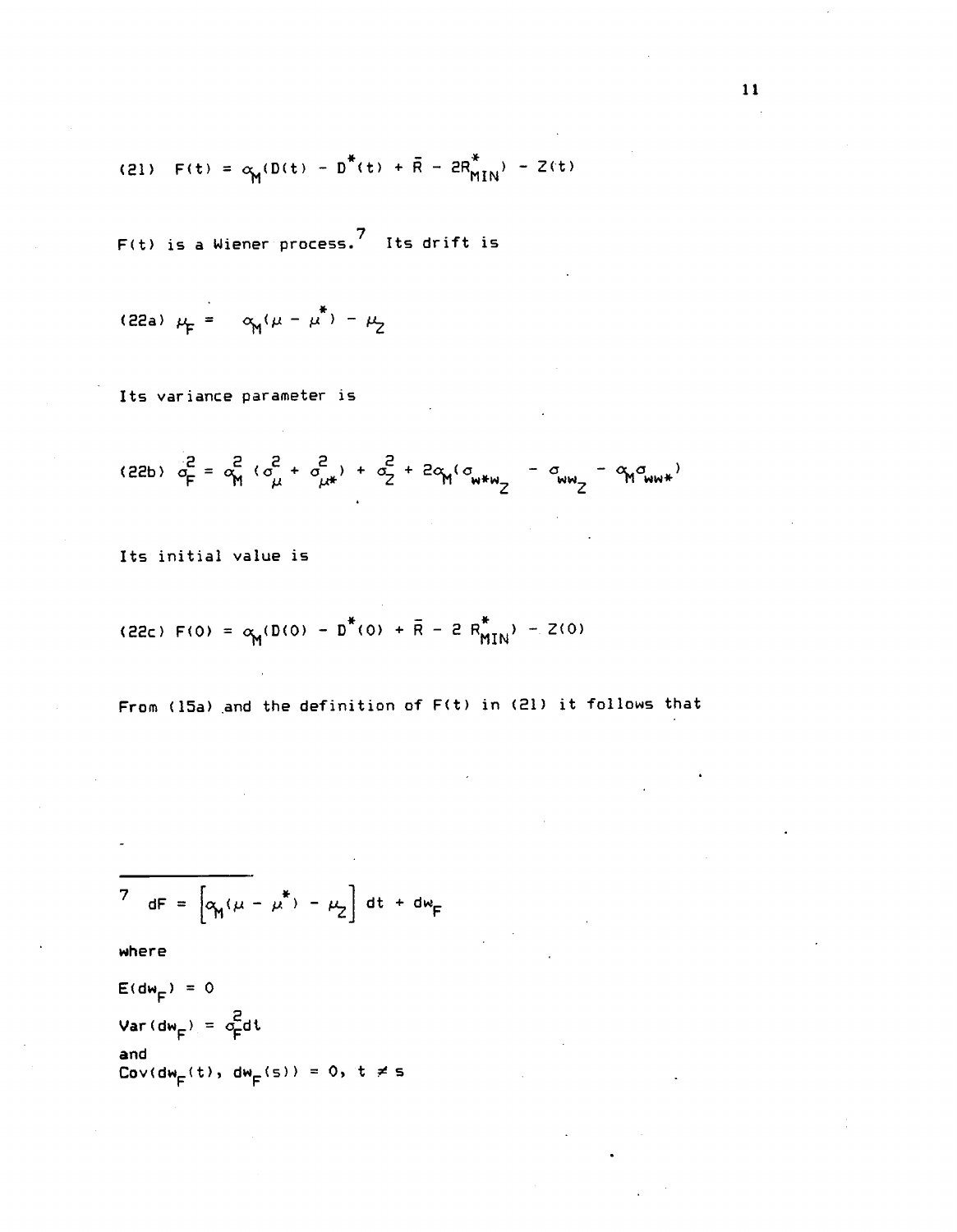$$(21) \quad F(t) = \alpha_M(D(t) - D^*(t) + \bar{R} - 2R^*_{MIN}) - Z(t)$$

$F(t)$ is a Wiener process.[7] Its drift is

$$(22a) \quad \mu_F = \alpha_M(\mu - \mu^*) - \mu_Z$$

Its variance parameter is

$$(22b) \quad \sigma^2_F = \alpha^2_M(\sigma^2_\mu + \sigma^2_{\mu*}) + \sigma^2_Z + 2\alpha_M(\sigma_{w*w_Z} - \sigma_{ww_Z} - \alpha_M\sigma_{ww*})$$

Its initial value is

$$(22c) \quad F(0) = \alpha_M(D(0) - D^*(0) + \bar{R} - 2R^*_{MIN}) - Z(0)$$

From (15a) and the definition of $F(t)$ in (21) it follows that

---

7 $dF = \left[\alpha_M(\mu - \mu^*) - \mu_Z\right] dt + dw_F$

where

$E(dw_F) = 0$

$Var(dw_F) = \sigma^2_F dt$

and

$Cov(dw_F(t), dw_F(s)) = 0, \; t \neq s$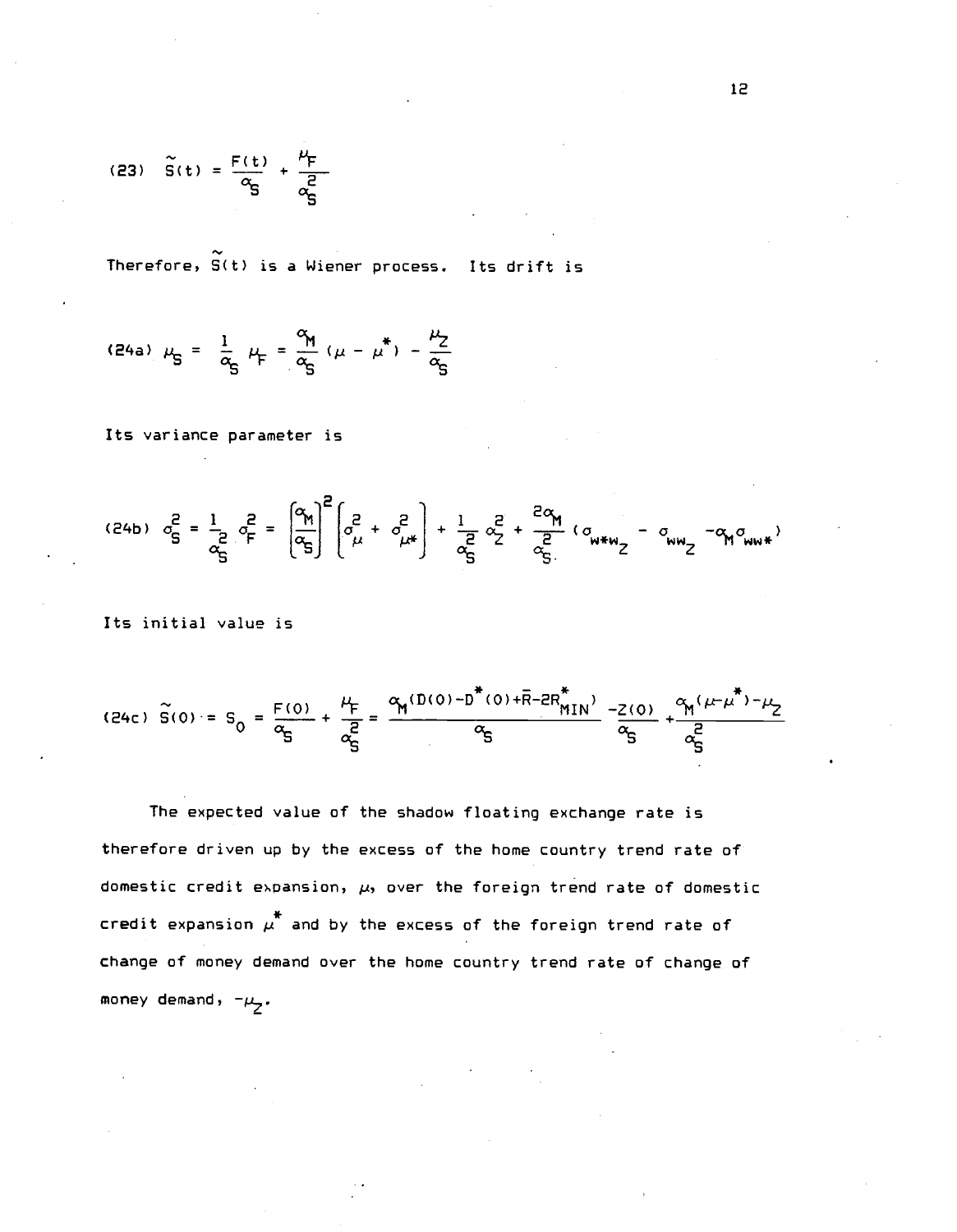$$(23)\quad \tilde{S}(t) = \frac{F(t)}{\alpha_S} + \frac{\mu_F}{\alpha_S^2}$$

Therefore, $\tilde{S}(t)$ is a Wiener process. Its drift is

$$(24a)\quad \mu_S = \frac{1}{\alpha_S}\mu_F = \frac{\alpha_M}{\alpha_S}(\mu - \mu^*) - \frac{\mu_Z}{\alpha_S}$$

Its variance parameter is

$$(24b)\quad \sigma_S^2 = \frac{1}{\alpha_S^2}\sigma_F^2 = \left[\frac{\alpha_M}{\alpha_S}\right]^2\left[\sigma_\mu^2 + \sigma_{\mu*}^2\right] + \frac{1}{\alpha_S^2}\sigma_Z^2 + \frac{2\alpha_M}{\alpha_S^2}(\sigma_{w*w_Z} - \sigma_{ww_Z} - \alpha_M\sigma_{ww*})$$

Its initial value is

$$(24c)\quad \tilde{S}(0) = S_0 = \frac{F(0)}{\alpha_S} + \frac{\mu_F}{\alpha_S^2} = \frac{\alpha_M(D(0) - D^*(0) + \bar{R} - 2R_{MIN}^*)}{\alpha_S} - \frac{Z(0)}{\alpha_S} + \frac{\alpha_M(\mu - \mu^*) - \mu_Z}{\alpha_S^2}$$

The expected value of the shadow floating exchange rate is therefore driven up by the excess of the home country trend rate of domestic credit expansion, $\mu$, over the foreign trend rate of domestic credit expansion $\mu^*$ and by the excess of the foreign trend rate of change of money demand over the home country trend rate of change of money demand, $-\mu_Z$.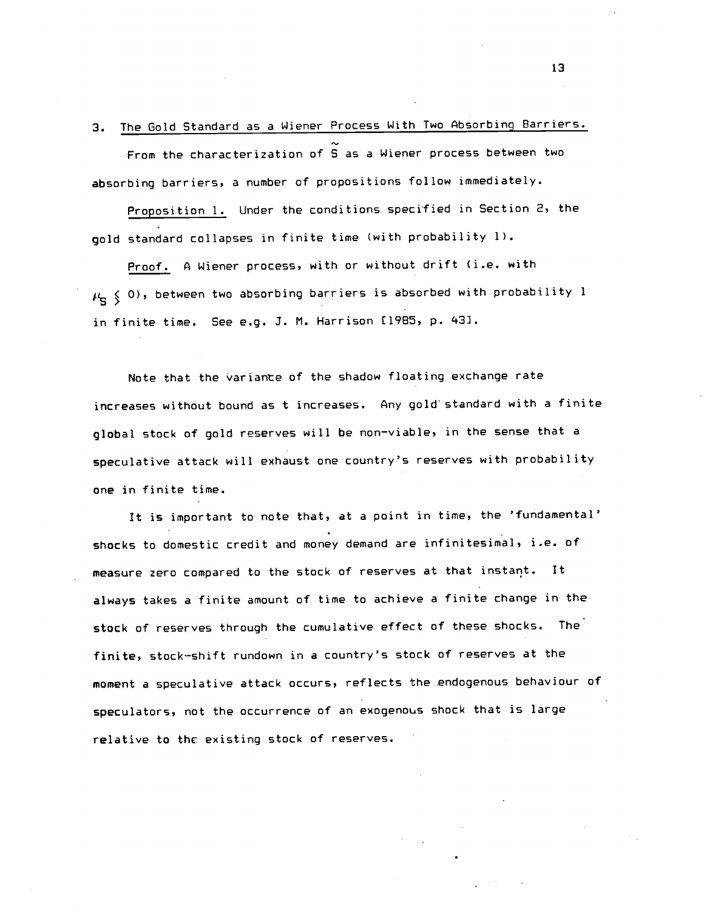## 3. The Gold Standard as a Wiener Process With Two Absorbing Barriers.

From the characterization of $\tilde{S}$ as a Wiener process between two absorbing barriers, a number of propositions follow immediately.

Proposition 1. Under the conditions specified in Section 2, the gold standard collapses in finite time (with probability 1).

Proof. A Wiener process, with or without drift (i.e. with $\mu_S \lesseqgtr 0$), between two absorbing barriers is absorbed with probability 1 in finite time. See e.g. J. M. Harrison [1985, p. 43].

Note that the variance of the shadow floating exchange rate increases without bound as t increases. Any gold standard with a finite global stock of gold reserves will be non-viable, in the sense that a speculative attack will exhaust one country's reserves with probability one in finite time.

It is important to note that, at a point in time, the 'fundamental' shocks to domestic credit and money demand are infinitesimal, i.e. of measure zero compared to the stock of reserves at that instant. It always takes a finite amount of time to achieve a finite change in the stock of reserves through the cumulative effect of these shocks. The finite, stock-shift rundown in a country's stock of reserves at the moment a speculative attack occurs, reflects the endogenous behaviour of speculators, not the occurrence of an exogenous shock that is large relative to the existing stock of reserves.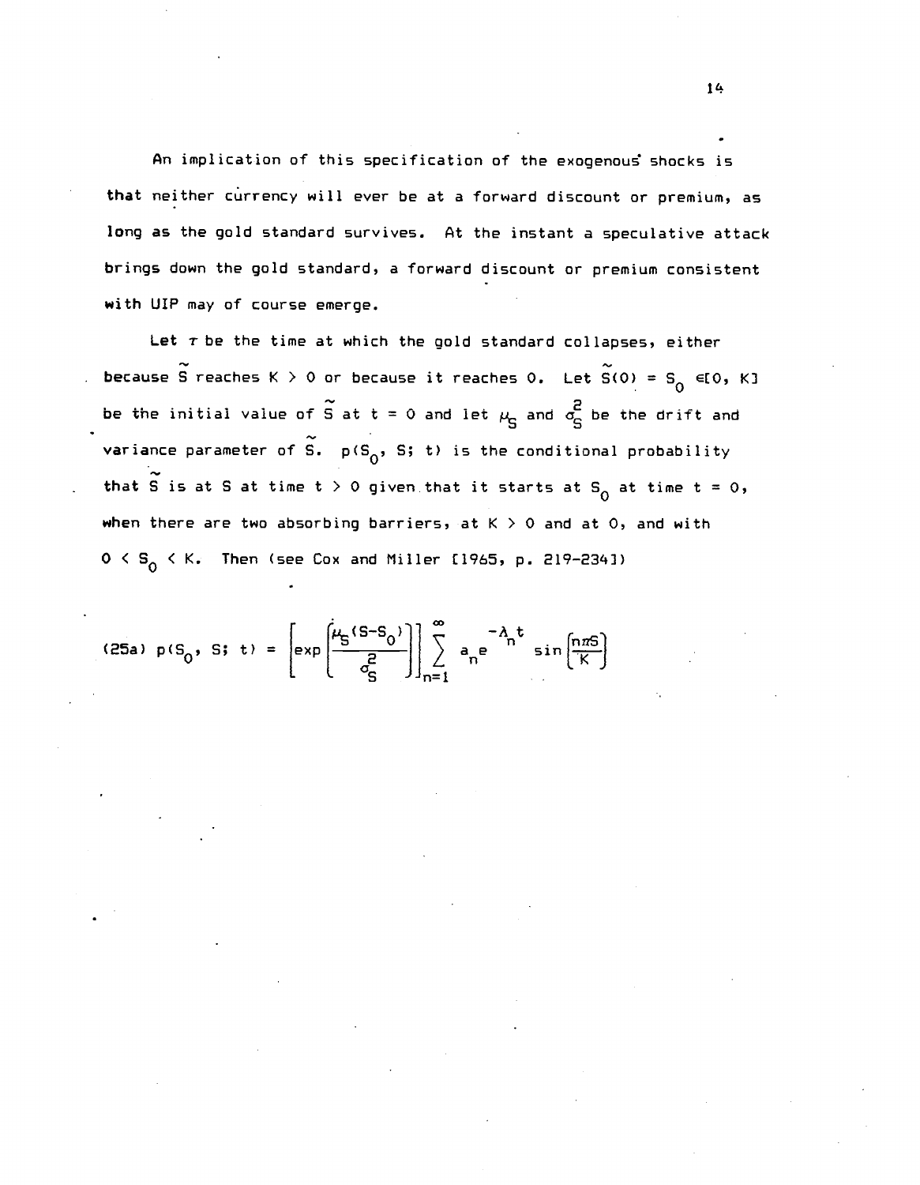An implication of this specification of the exogenous shocks is that neither currency will ever be at a forward discount or premium, as long as the gold standard survives. At the instant a speculative attack brings down the gold standard, a forward discount or premium consistent with UIP may of course emerge.

Let $\tau$ be the time at which the gold standard collapses, either because $\tilde{S}$ reaches $K > 0$ or because it reaches 0. Let $\tilde{S}(0) = S_0 \in [0, K]$ be the initial value of $\tilde{S}$ at $t = 0$ and let $\mu_S$ and $\sigma_S^2$ be the drift and variance parameter of $\tilde{S}$. $p(S_0, S; t)$ is the conditional probability that $\tilde{S}$ is at $S$ at time $t > 0$ given that it starts at $S_0$ at time $t = 0$, when there are two absorbing barriers, at $K > 0$ and at 0, and with $0 < S_0 < K$. Then (see Cox and Miller [1965, p. 219-234])

$$\text{(25a)} \quad p(S_0, S; t) = \left[\exp\left(\frac{\mu_S(S-S_0)}{\sigma_S^2}\right)\right] \sum_{n=1}^{\infty} a_n e^{-\lambda_n t} \sin\left(\frac{n\pi S}{K}\right)$$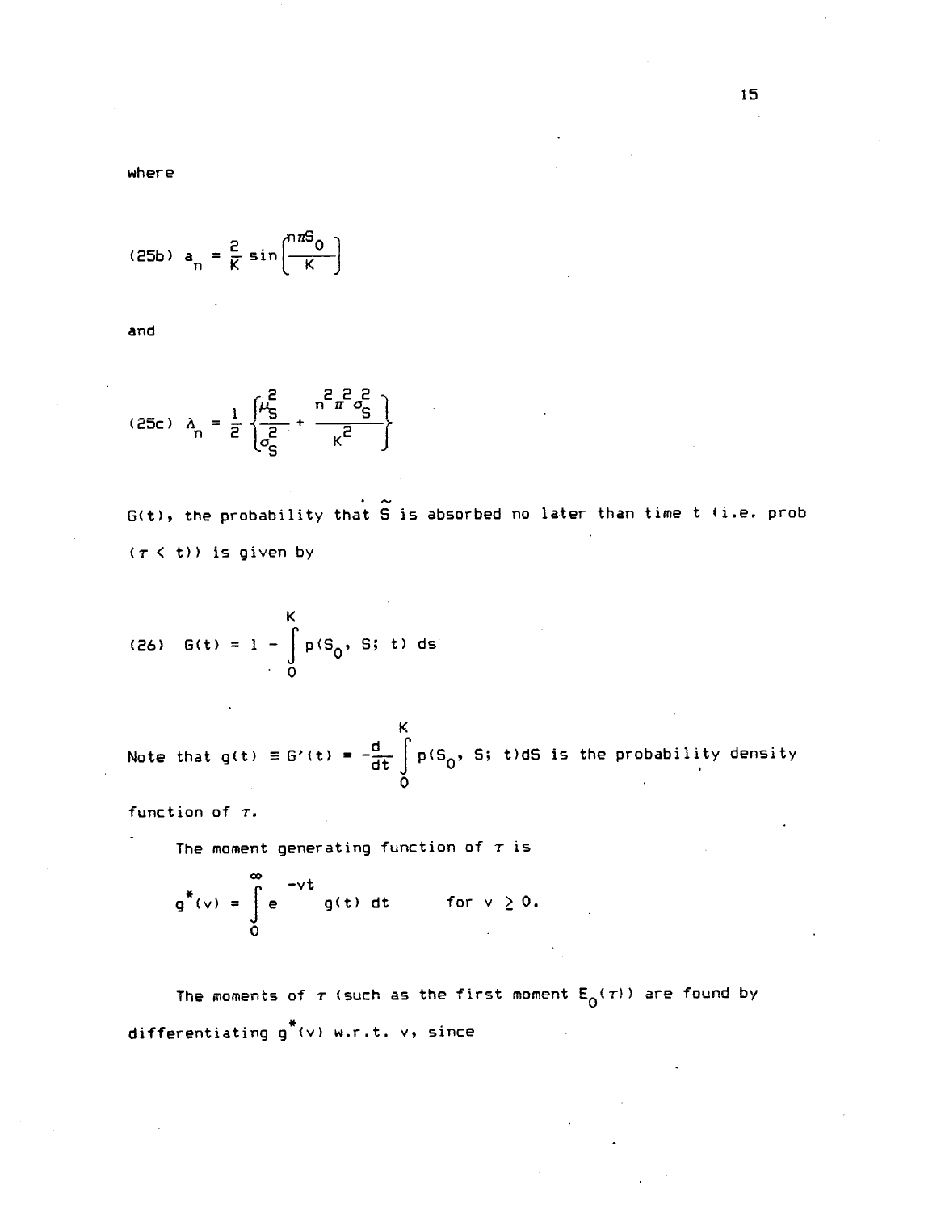where

$$\text{(25b)} \quad a_n = \frac{2}{K} \sin\left[\frac{n\pi S_0}{K}\right]$$

and

$$\text{(25c)} \quad \lambda_n = \frac{1}{2} \left\{ \frac{\mu_S^2}{\sigma_S^2} + \frac{n^2 \pi^2 \sigma_S^2}{K^2} \right\}$$

$G(t)$, the probability that $\dot{\tilde{S}}$ is absorbed no later than time t (i.e. prob ($\tau < t$)) is given by

$$\text{(26)} \quad G(t) = 1 - \int_0^K p(S_0, S; t) \, ds$$

Note that $g(t) \equiv G'(t) = -\frac{d}{dt} \int_0^K p(S_0, S; t) dS$ is the probability density function of $\tau$.

The moment generating function of $\tau$ is

$$g^*(v) = \int_0^\infty e^{-vt} g(t) \, dt \qquad \text{for } v \geq 0.$$

The moments of $\tau$ (such as the first moment $E_0(\tau)$) are found by differentiating $g^*(v)$ w.r.t. v, since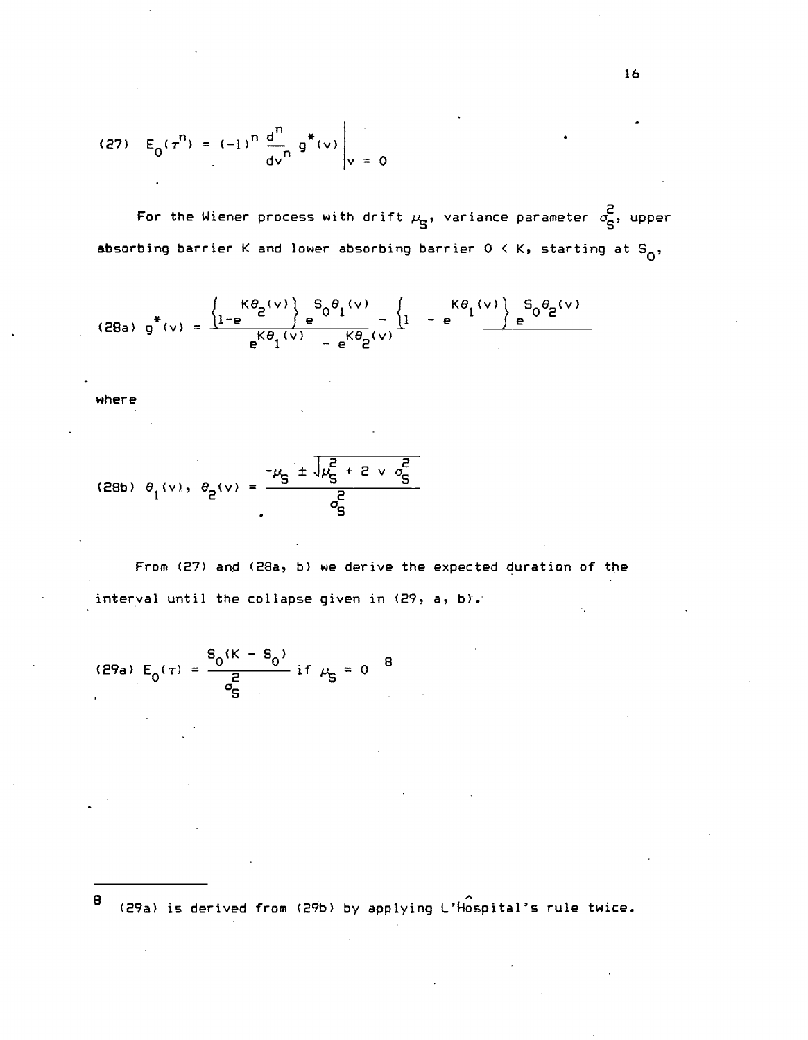$$(27) \quad E_0(\tau^n) = (-1)^n \frac{d^n}{dv^n} g^*(v) \Bigg|_{v = 0}$$

For the Wiener process with drift $\mu_S$, variance parameter $\sigma_S^2$, upper absorbing barrier K and lower absorbing barrier 0 < K, starting at $S_0$,

$$(28a) \quad g^*(v) = \frac{\left\{1-e^{K\theta_2(v)}\right\} e^{S_0\theta_1(v)} - \left\{1 - e^{K\theta_1(v)}\right\} e^{S_0\theta_2(v)}}{e^{K\theta_1(v)} - e^{K\theta_2(v)}}$$

where

$$(28b) \quad \theta_1(v), \ \theta_2(v) = \frac{-\mu_S \pm \sqrt{\mu_S^2 + 2 \ v \ \sigma_S^2}}{\sigma_S^2}$$

From (27) and (28a, b) we derive the expected duration of the interval until the collapse given in (29, a, b).

$$(29a) \quad E_0(\tau) = \frac{S_0(K - S_0)}{\sigma_S^2} \text{ if } \mu_S = 0$$ [8]

---

[8] (29a) is derived from (29b) by applying L'Hôspital's rule twice.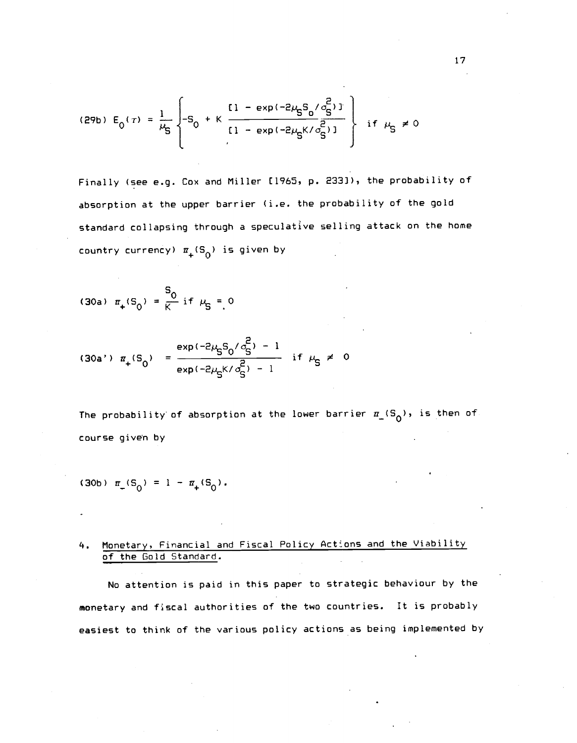$$\text{(29b)} \quad E_0(\tau) = \frac{1}{\mu_S}\left\{-S_0 + K\frac{[1 - \exp(-2\mu_S S_0/\sigma_S^2)]}{[1 - \exp(-2\mu_S K/\sigma_S^2)]}\right\} \quad \text{if } \mu_S \neq 0$$

Finally (see e.g. Cox and Miller [1965, p. 233]), the probability of absorption at the upper barrier (i.e. the probability of the gold standard collapsing through a speculative selling attack on the home country currency) $\pi_+(S_0)$ is given by

$$\text{(30a)} \quad \pi_+(S_0) = \frac{S_0}{K} \text{ if } \mu_S = 0$$

$$\text{(30a')} \quad \pi_+(S_0) = \frac{\exp(-2\mu_S S_0/\sigma_S^2) - 1}{\exp(-2\mu_S K/\sigma_S^2) - 1} \quad \text{if } \mu_S \neq 0$$

The probability of absorption at the lower barrier $\pi_-(S_0)$, is then of course given by

$$\text{(30b)} \quad \pi_-(S_0) = 1 - \pi_+(S_0).$$

## 4. Monetary, Financial and Fiscal Policy Actions and the Viability of the Gold Standard.

No attention is paid in this paper to strategic behaviour by the monetary and fiscal authorities of the two countries. It is probably easiest to think of the various policy actions as being implemented by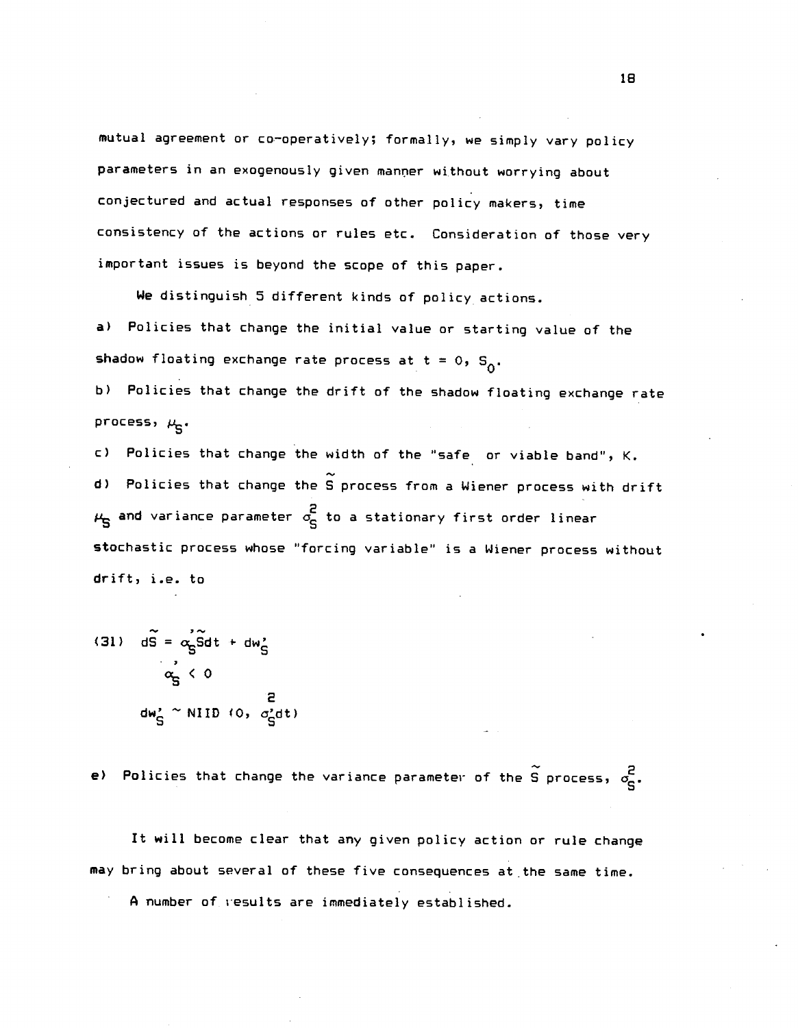mutual agreement or co-operatively; formally, we simply vary policy parameters in an exogenously given manner without worrying about conjectured and actual responses of other policy makers, time consistency of the actions or rules etc. Consideration of those very important issues is beyond the scope of this paper.

We distinguish 5 different kinds of policy actions.

a) Policies that change the initial value or starting value of the shadow floating exchange rate process at t = 0, $S_0$.

b) Policies that change the drift of the shadow floating exchange rate process, $\mu_S$.

c) Policies that change the width of the "safe or viable band", K.

d) Policies that change the $\tilde{S}$ process from a Wiener process with drift $\mu_S$ and variance parameter $\sigma_S^2$ to a stationary first order linear stochastic process whose "forcing variable" is a Wiener process without drift, i.e. to

$$
\begin{aligned}
(31)\quad & d\tilde{S} = \alpha_S' \tilde{S} dt + dw_S' \\
& \alpha_S' < 0 \\
& dw_S' \sim \text{NIID}\,(0, \sigma_S'^2 dt)
\end{aligned}
$$

e) Policies that change the variance parameter of the $\tilde{S}$ process, $\sigma_S^2$.

It will become clear that any given policy action or rule change may bring about several of these five consequences at the same time.

A number of results are immediately established.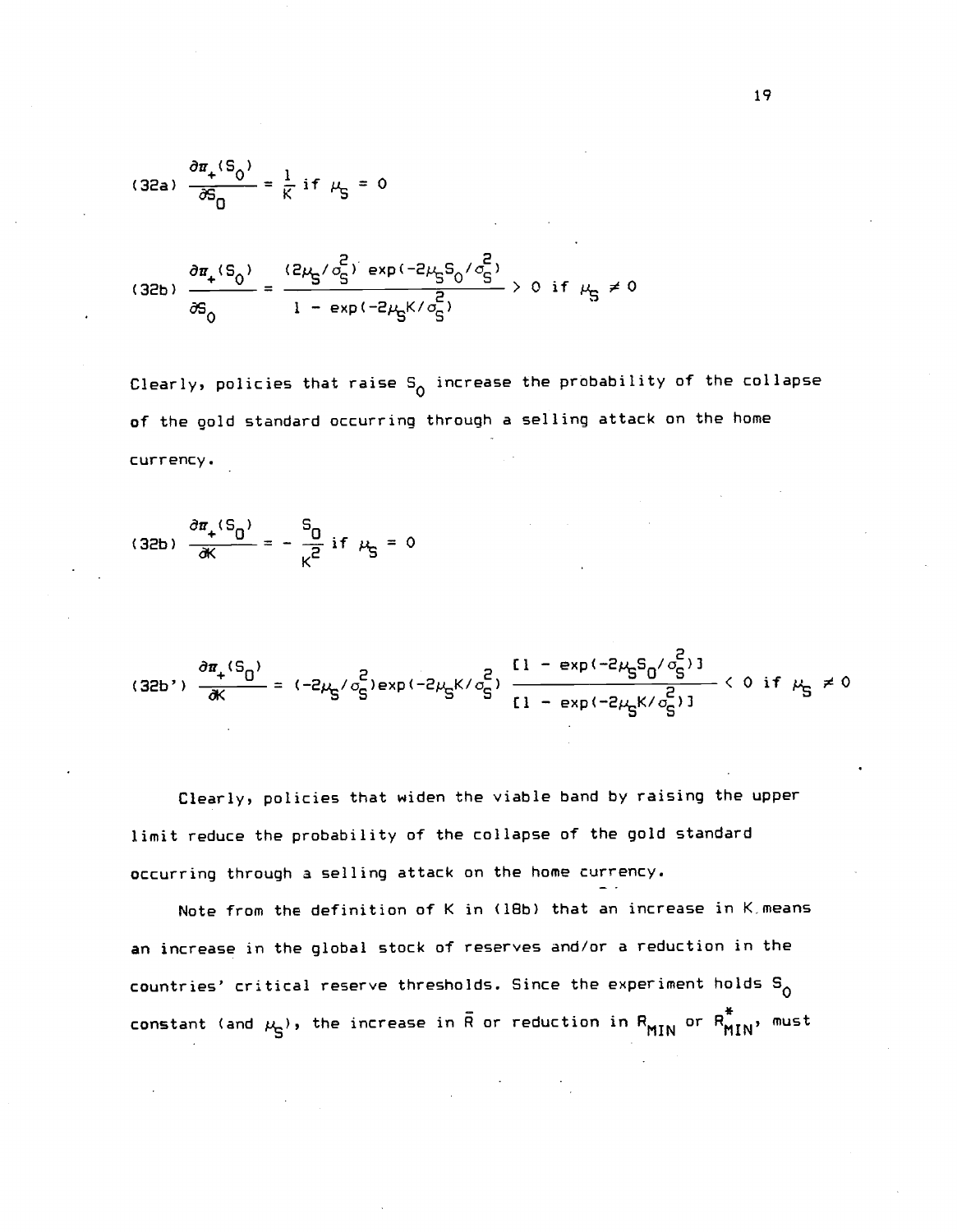$$(32a)\quad \frac{\partial \pi_+(S_0)}{\partial S_0} = \frac{1}{K} \text{ if } \mu_S = 0$$

$$(32b)\quad \frac{\partial \pi_+(S_0)}{\partial S_0} = \frac{(2\mu_S/\sigma_S^2)\exp(-2\mu_S S_0/\sigma_S^2)}{1 - \exp(-2\mu_S K/\sigma_S^2)} > 0 \text{ if } \mu_S \neq 0$$

Clearly, policies that raise $S_0$ increase the probability of the collapse of the gold standard occurring through a selling attack on the home currency.

$$(32b)\quad \frac{\partial \pi_+(S_0)}{\partial K} = -\frac{S_0}{K^2} \text{ if } \mu_S = 0$$

$$(32b')\quad \frac{\partial \pi_+(S_0)}{\partial K} = (-2\mu_S/\sigma_S^2)\exp(-2\mu_S K/\sigma_S^2)\,\frac{[1 - \exp(-2\mu_S S_0/\sigma_S^2)]}{[1 - \exp(-2\mu_S K/\sigma_S^2)]} < 0 \text{ if } \mu_S \neq 0$$

Clearly, policies that widen the viable band by raising the upper limit reduce the probability of the collapse of the gold standard occurring through a selling attack on the home currency.

Note from the definition of K in (18b) that an increase in K means an increase in the global stock of reserves and/or a reduction in the countries' critical reserve thresholds. Since the experiment holds $S_0$ constant (and $\mu_S$), the increase in $\bar{R}$ or reduction in $R_{MIN}$ or $R^*_{MIN}$, must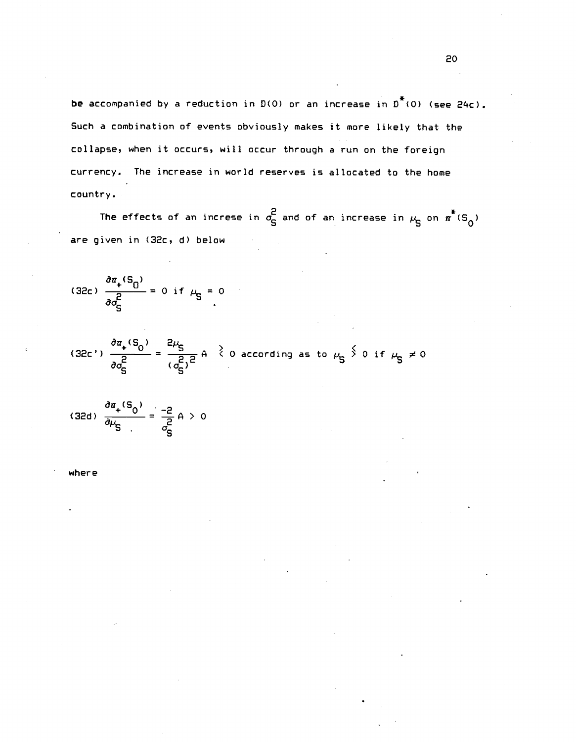be accompanied by a reduction in D(0) or an increase in $D^*(0)$ (see 24c). Such a combination of events obviously makes it more likely that the collapse, when it occurs, will occur through a run on the foreign currency. The increase in world reserves is allocated to the home country.

The effects of an increse in $\sigma_S^2$ and of an increase in $\mu_S$ on $\pi^*(S_0)$ are given in (32c, d) below

$$\text{(32c)} \quad \frac{\partial \pi_+(S_0)}{\partial \sigma_S^2} = 0 \text{ if } \mu_S = 0$$

$$\text{(32c')} \quad \frac{\partial \pi_+(S_0)}{\partial \sigma_S^2} = \frac{2\mu_S}{(\sigma_S^2)^2} A \gtrless 0 \text{ according as to } \mu_S \lessgtr 0 \text{ if } \mu_S \neq 0$$

$$\text{(32d)} \quad \frac{\partial \pi_+(S_0)}{\partial \mu_S} = \frac{-2}{\sigma_S^2} A > 0$$

where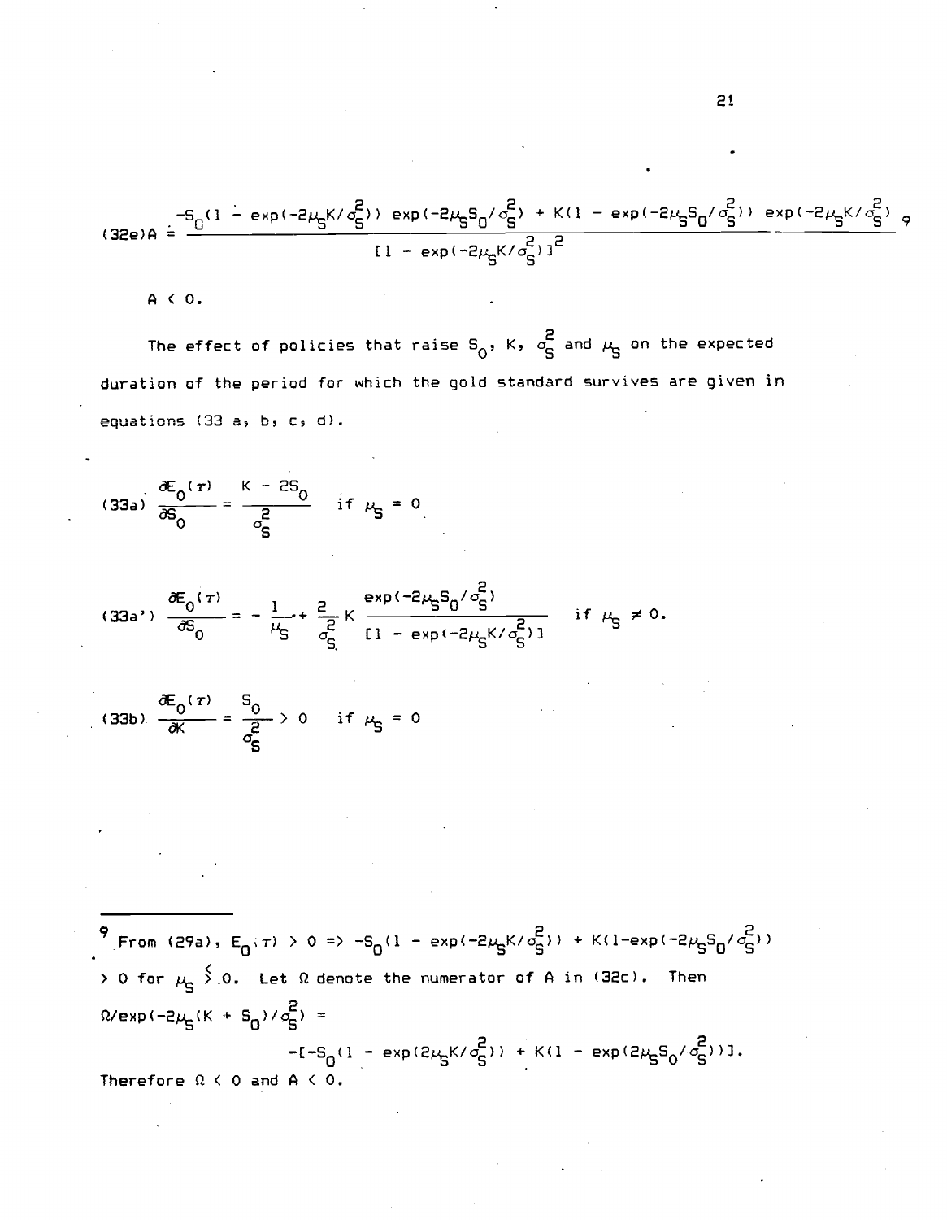$$(32e)\ A = \frac{-S_0(1 - \exp(-2\mu_S K/\sigma_S^2))\exp(-2\mu_S S_0/\sigma_S^2) + K(1 - \exp(-2\mu_S S_0/\sigma_S^2))\exp(-2\mu_S K/\sigma_S^2)}{[1 - \exp(-2\mu_S K/\sigma_S^2)]^2}\ [9]$$

$A < 0$.

The effect of policies that raise $S_0$, $K$, $\sigma_S^2$ and $\mu_S$ on the expected duration of the period for which the gold standard survives are given in equations (33 a, b, c, d).

$$(33a)\ \frac{\partial E_0(\tau)}{\partial S_0} = \frac{K - 2S_0}{\sigma_S^2} \quad \text{if } \mu_S = 0$$

$$(33a')\ \frac{\partial E_0(\tau)}{\partial S_0} = -\frac{1}{\mu_S} + \frac{2}{\sigma_S^2}K\frac{\exp(-2\mu_S S_0/\sigma_S^2)}{[1 - \exp(-2\mu_S K/\sigma_S^2)]} \quad \text{if } \mu_S \neq 0.$$

$$(33b)\ \frac{\partial E_0(\tau)}{\partial K} = \frac{S_0}{\sigma_S^2} > 0 \quad \text{if } \mu_S = 0$$

---

[9] From (29a), $E_0(\tau) > 0 \Rightarrow -S_0(1 - \exp(-2\mu_S K/\sigma_S^2)) + K(1-\exp(-2\mu_S S_0/\sigma_S^2)) > 0$ for $\mu_S \lessgtr 0$. Let $\Omega$ denote the numerator of A in (32c). Then

$$\Omega/\exp(-2\mu_S(K + S_0)/\sigma_S^2) = -[-S_0(1 - \exp(2\mu_S K/\sigma_S^2)) + K(1 - \exp(2\mu_S S_0/\sigma_S^2))].$$

Therefore $\Omega < 0$ and $A < 0$.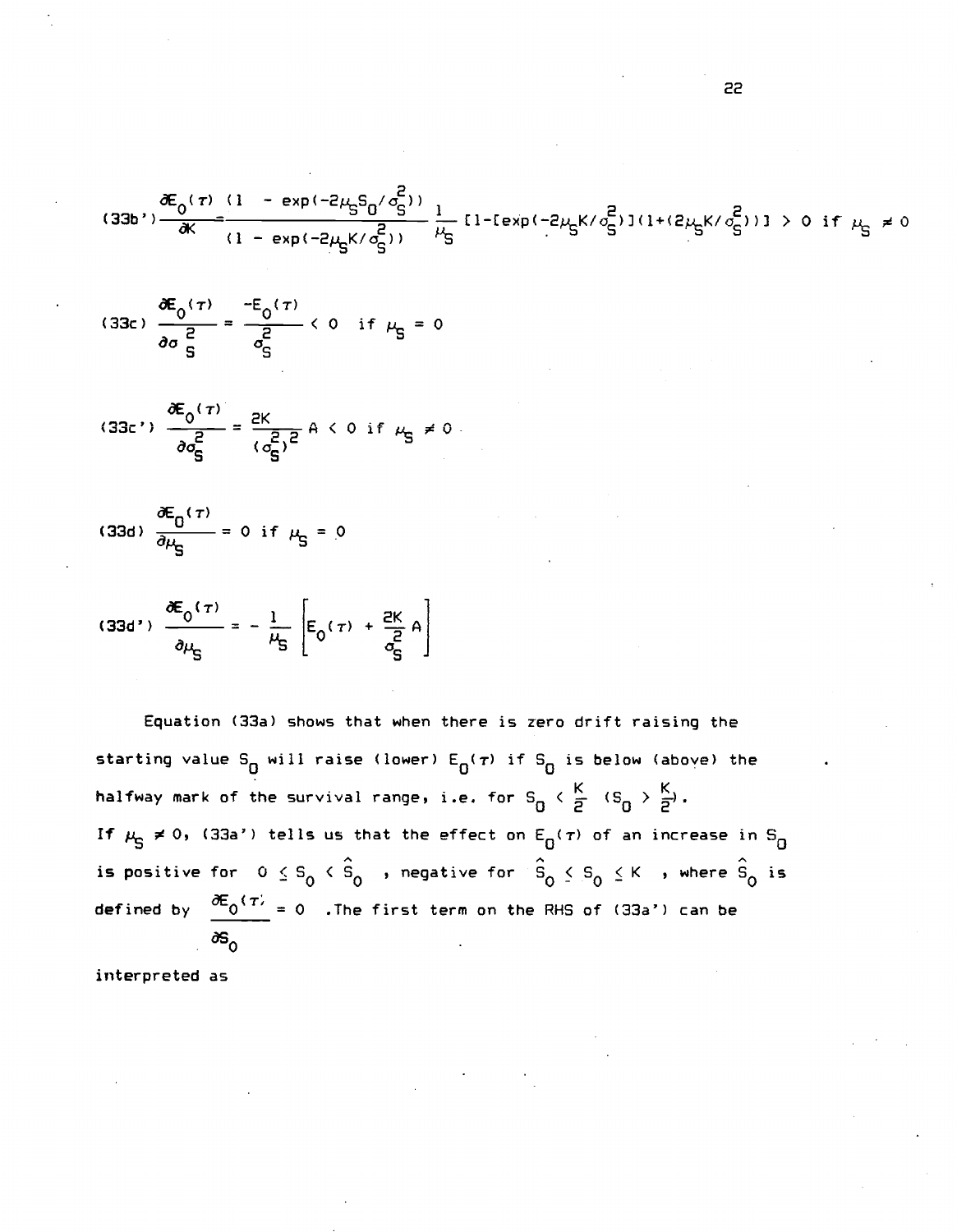$$(33b') \quad \frac{\partial E_0(\tau)}{\partial K} = \frac{(1 - \exp(-2\mu_S S_0/\sigma_S^2))}{(1 - \exp(-2\mu_S K/\sigma_S^2))} \frac{1}{\mu_S} [1-[\exp(-2\mu_S K/\sigma_S^2)](1+(2\mu_S K/\sigma_S^2))] > 0 \text{ if } \mu_S \neq 0$$

$$(33c) \quad \frac{\partial E_0(\tau)}{\partial \sigma_S^2} = \frac{-E_0(\tau)}{\sigma_S^2} < 0 \quad \text{if } \mu_S = 0$$

$$(33c') \quad \frac{\partial E_0(\tau)}{\partial \sigma_S^2} = \frac{2K}{(\sigma_S^2)^2} A < 0 \text{ if } \mu_S \neq 0$$

$$(33d) \quad \frac{\partial E_0(\tau)}{\partial \mu_S} = 0 \text{ if } \mu_S = 0$$

$$(33d') \quad \frac{\partial E_0(\tau)}{\partial \mu_S} = -\frac{1}{\mu_S} \left[ E_0(\tau) + \frac{2K}{\sigma_S^2} A \right]$$

Equation (33a) shows that when there is zero drift raising the starting value $S_0$ will raise (lower) $E_0(\tau)$ if $S_0$ is below (above) the halfway mark of the survival range, i.e. for $S_0 < \frac{K}{2}$ ($S_0 > \frac{K}{2}$).
If $\mu_S \neq 0$, (33a') tells us that the effect on $E_0(\tau)$ of an increase in $S_0$ is positive for $0 \leq S_0 < \hat{S}_0$, negative for $\hat{S}_0 \leq S_0 \leq K$, where $\hat{S}_0$ is defined by $\frac{\partial E_0(\tau)}{\partial S_0} = 0$. The first term on the RHS of (33a') can be interpreted as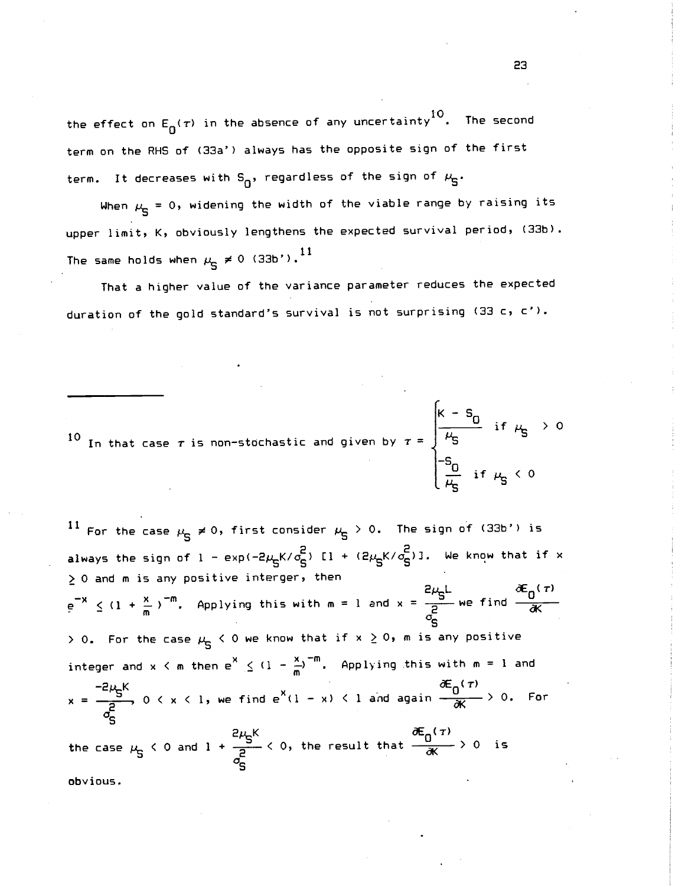the effect on $E_0(\tau)$ in the absence of any uncertainty[10]. The second term on the RHS of (33a') always has the opposite sign of the first term. It decreases with $S_0$, regardless of the sign of $\mu_S$.

When $\mu_S = 0$, widening the width of the viable range by raising its upper limit, K, obviously lengthens the expected survival period, (33b). The same holds when $\mu_S \neq 0$ (33b').[11]

That a higher value of the variance parameter reduces the expected duration of the gold standard's survival is not surprising (33 c, c').

---

[10] In that case $\tau$ is non-stochastic and given by $\tau = \begin{cases} \dfrac{K - S_0}{\mu_S} & \text{if } \mu_S > 0 \\ \dfrac{-S_0}{\mu_S} & \text{if } \mu_S < 0 \end{cases}$

[11] For the case $\mu_S \neq 0$, first consider $\mu_S > 0$. The sign of (33b') is always the sign of $1 - \exp(-2\mu_S K/\sigma_S^2)\,[1 + (2\mu_S K/\sigma_S^2)]$. We know that if x $\geq$ 0 and m is any positive interger, then $e^{-x} \leq (1 + \frac{x}{m})^{-m}$. Applying this with m = 1 and $x = \dfrac{2\mu_S L}{\sigma_S^2}$ we find $\dfrac{\partial E_0(\tau)}{\partial K} > 0$. For the case $\mu_S < 0$ we know that if $x \geq 0$, m is any positive integer and $x < m$ then $e^x \leq (1 - \frac{x}{m})^{-m}$. Applying this with m = 1 and $x = \dfrac{-2\mu_S K}{\sigma_S^2}$, $0 < x < 1$, we find $e^x(1 - x) < 1$ and again $\dfrac{\partial E_0(\tau)}{\partial K} > 0$. For the case $\mu_S < 0$ and $1 + \dfrac{2\mu_S K}{\sigma_S^2} < 0$, the result that $\dfrac{\partial E_0(\tau)}{\partial K} > 0$ is obvious.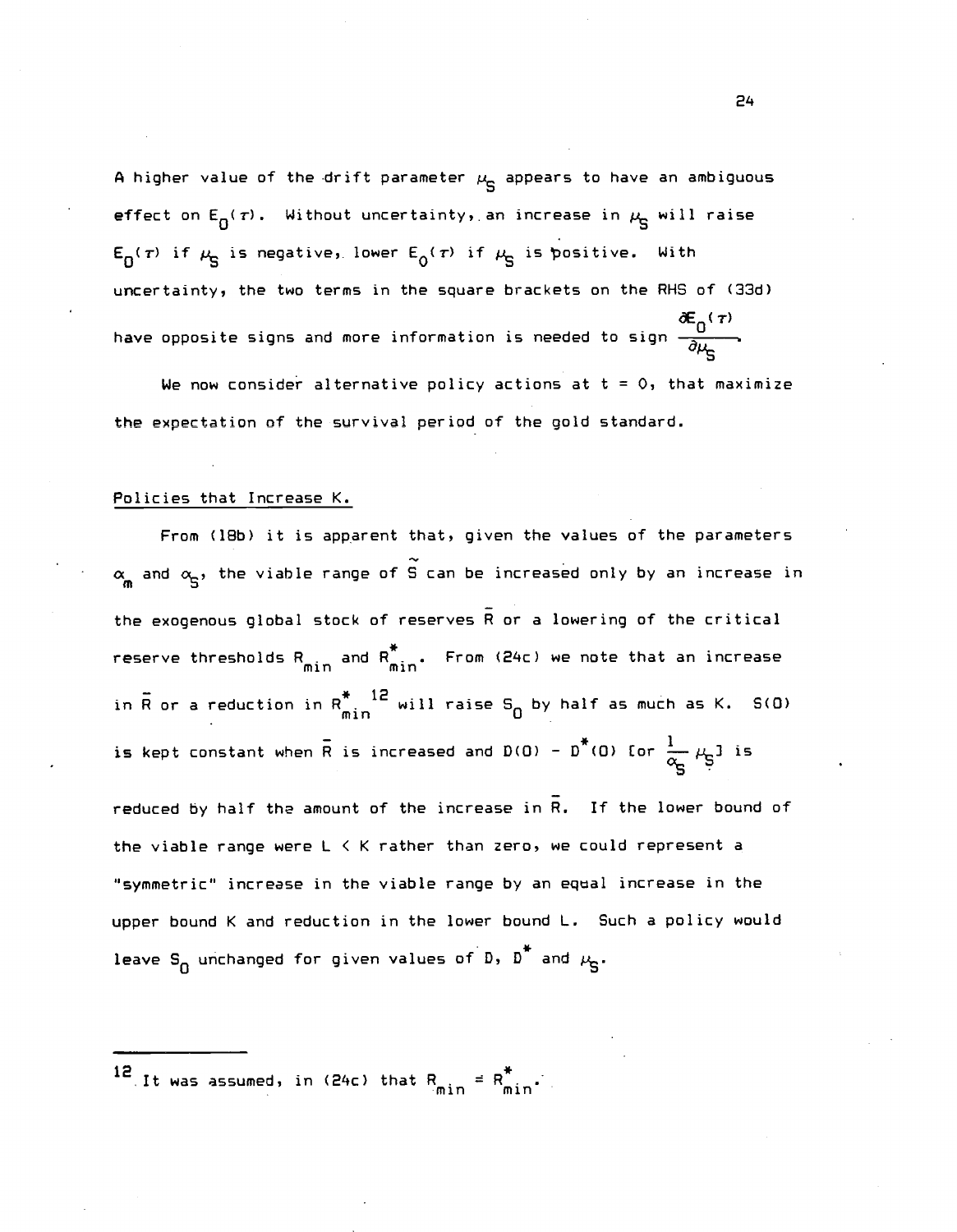A higher value of the drift parameter $\mu_S$ appears to have an ambiguous effect on $E_0(\tau)$. Without uncertainty, an increase in $\mu_S$ will raise $E_0(\tau)$ if $\mu_S$ is negative, lower $E_0(\tau)$ if $\mu_S$ is positive. With uncertainty, the two terms in the square brackets on the RHS of (33d) have opposite signs and more information is needed to sign $\frac{\partial E_0(\tau)}{\partial \mu_S}$.

We now consider alternative policy actions at t = 0, that maximize the expectation of the survival period of the gold standard.

Policies that Increase K.

From (18b) it is apparent that, given the values of the parameters $\alpha_m$ and $\alpha_S$, the viable range of $\tilde{S}$ can be increased only by an increase in the exogenous global stock of reserves $\bar{R}$ or a lowering of the critical reserve thresholds $R_{min}$ and $R^*_{min}$. From (24c) we note that an increase in $\bar{R}$ or a reduction in $R^*_{min}$ [12] will raise $S_0$ by half as much as K. S(0) is kept constant when $\bar{R}$ is increased and $D(0) - D^*(0)$ [or $\frac{1}{\alpha_S}\mu_S$] is reduced by half the amount of the increase in $\bar{R}$. If the lower bound of the viable range were L < K rather than zero, we could represent a "symmetric" increase in the viable range by an equal increase in the upper bound K and reduction in the lower bound L. Such a policy would leave $S_0$ unchanged for given values of D, $D^*$ and $\mu_S$.

---

[12] It was assumed, in (24c) that $R_{min} = R^*_{min}$.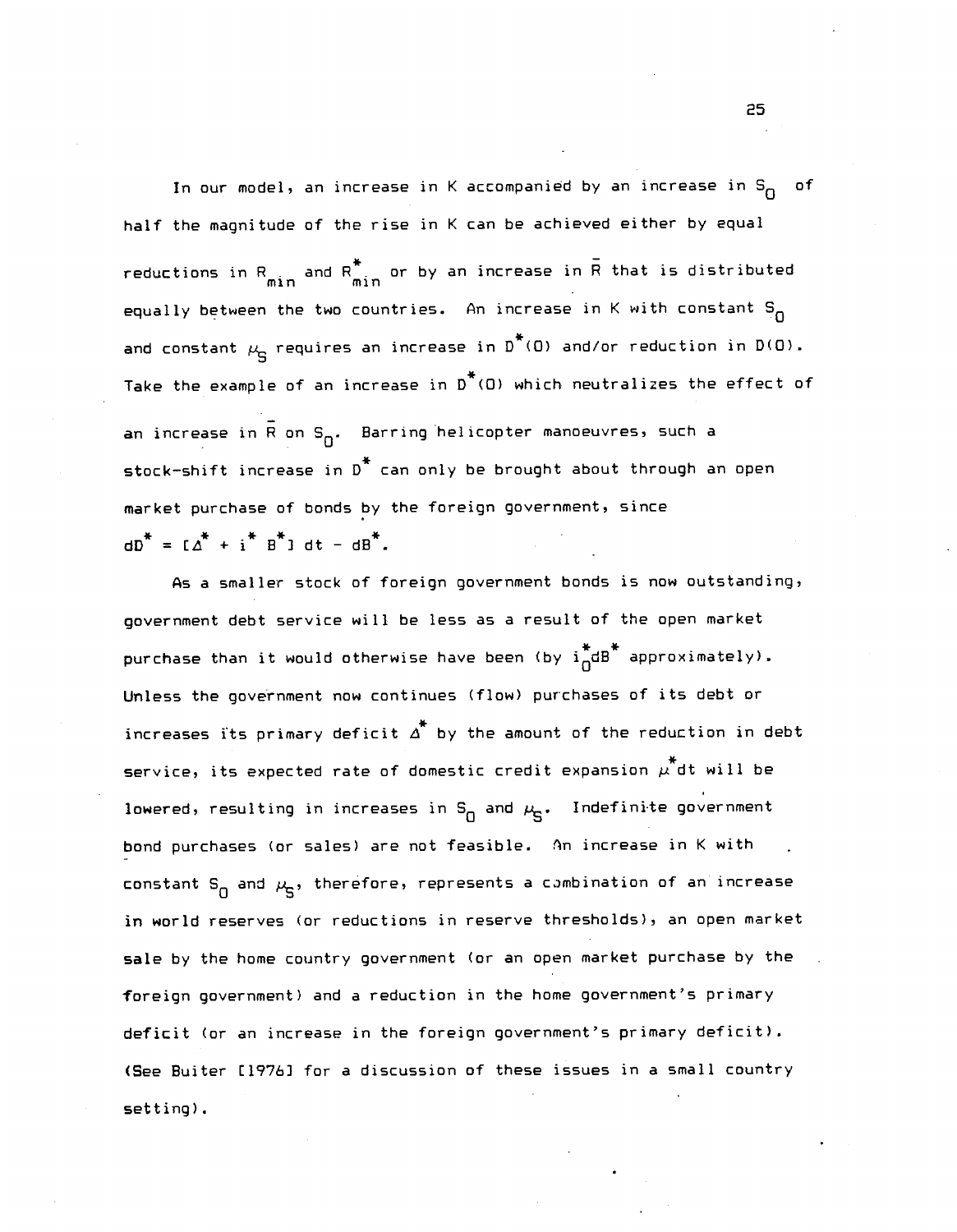In our model, an increase in K accompanied by an increase in $S_0$ of half the magnitude of the rise in K can be achieved either by equal reductions in $R_{min}$ and $R^*_{min}$ or by an increase in $\bar{R}$ that is distributed equally between the two countries. An increase in K with constant $S_0$ and constant $\mu_S$ requires an increase in $D^*(0)$ and/or reduction in $D(0)$. Take the example of an increase in $D^*(0)$ which neutralizes the effect of an increase in $\bar{R}$ on $S_0$. Barring helicopter manoeuvres, such a stock-shift increase in $D^*$ can only be brought about through an open market purchase of bonds by the foreign government, since $dD^* = [\Delta^* + i^* B^*]\, dt - dB^*$.

As a smaller stock of foreign government bonds is now outstanding, government debt service will be less as a result of the open market purchase than it would otherwise have been (by $i^*_0 dB^*$ approximately). Unless the government now continues (flow) purchases of its debt or increases its primary deficit $\Delta^*$ by the amount of the reduction in debt service, its expected rate of domestic credit expansion $\mu^* dt$ will be lowered, resulting in increases in $S_0$ and $\mu_S$. Indefinite government bond purchases (or sales) are not feasible. An increase in K with constant $S_0$ and $\mu_S$, therefore, represents a combination of an increase in world reserves (or reductions in reserve thresholds), an open market sale by the home country government (or an open market purchase by the foreign government) and a reduction in the home government's primary deficit (or an increase in the foreign government's primary deficit). (See Buiter [1976] for a discussion of these issues in a small country setting).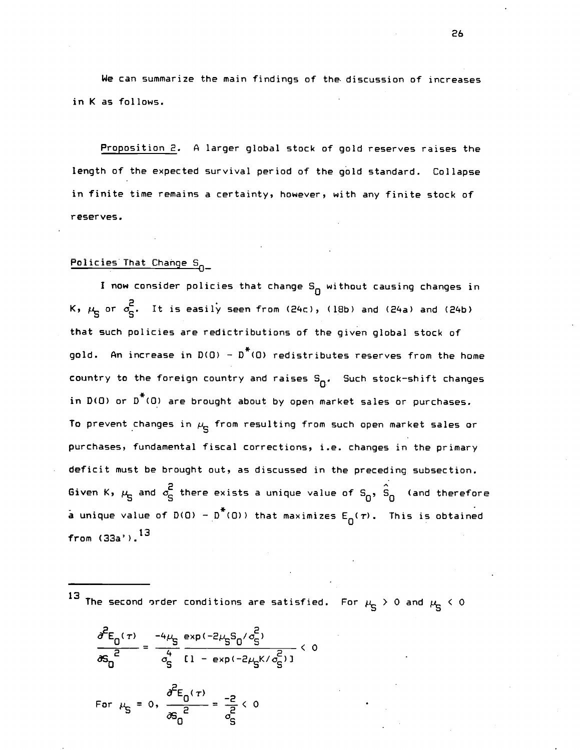We can summarize the main findings of the discussion of increases in K as follows.

Proposition 2. A larger global stock of gold reserves raises the length of the expected survival period of the gold standard. Collapse in finite time remains a certainty, however, with any finite stock of reserves.

## Policies That Change $S_0$

I now consider policies that change $S_0$ without causing changes in $K$, $\mu_S$ or $\sigma_S^2$. It is easily seen from (24c), (18b) and (24a) and (24b) that such policies are redictributions of the given global stock of gold. An increase in $D(0) - D^*(0)$ redistributes reserves from the home country to the foreign country and raises $S_0$. Such stock-shift changes in $D(0)$ or $D^*(0)$ are brought about by open market sales or purchases. To prevent changes in $\mu_S$ from resulting from such open market sales or purchases, fundamental fiscal corrections, i.e. changes in the primary deficit must be brought out, as discussed in the preceding subsection. Given $K$, $\mu_S$ and $\sigma_S^2$ there exists a unique value of $S_0$, $\hat{S}_0$ (and therefore a unique value of $D(0) - D^*(0)$) that maximizes $E_0(\tau)$. This is obtained from (33a').[13]

---

[13] The second order conditions are satisfied. For $\mu_S > 0$ and $\mu_S < 0$

$$\frac{\partial^2 E_0(\tau)}{\partial S_0^2} = \frac{-4\mu_S}{\sigma_S^4} \frac{\exp(-2\mu_S S_0/\sigma_S^2)}{[1 - \exp(-2\mu_S K/\sigma_S^2)]} < 0$$

For $\mu_S = 0$, $\dfrac{\partial^2 E_0(\tau)}{\partial S_0^2} = \dfrac{-2}{\sigma_S^2} < 0$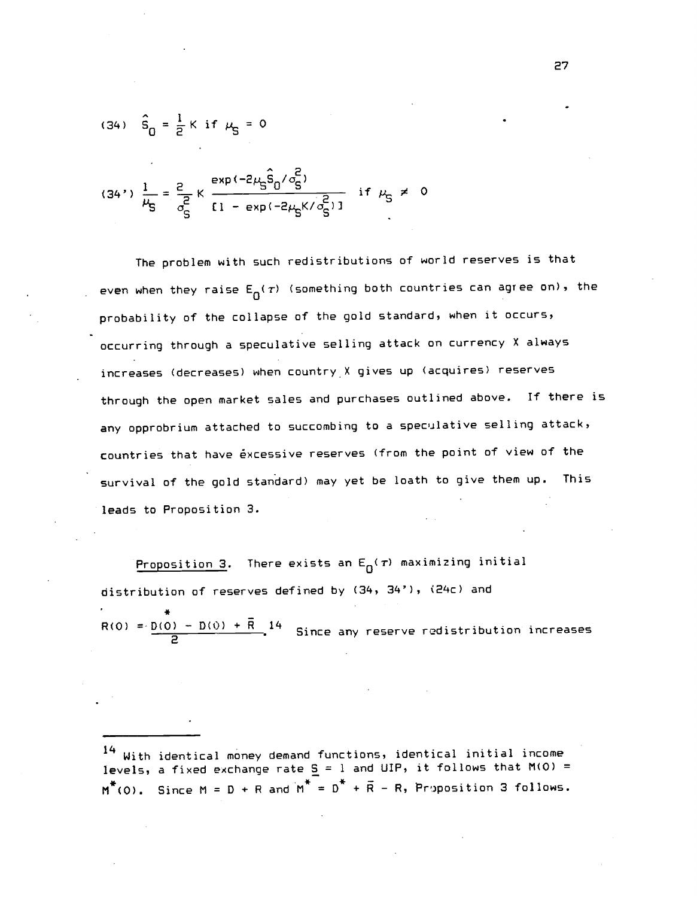(34) $\hat{S}_0 = \frac{1}{2} K$ if $\mu_S = 0$

(34') $\frac{1}{\mu_S} = \frac{2}{\sigma_S^2} K \frac{\exp(-2\mu_S \hat{S}_0/\sigma_S^2)}{[1 - \exp(-2\mu_S K/\sigma_S^2)]}$ if $\mu_S \neq 0$

The problem with such redistributions of world reserves is that even when they raise $E_0(\tau)$ (something both countries can agree on), the probability of the collapse of the gold standard, when it occurs, occurring through a speculative selling attack on currency X always increases (decreases) when country X gives up (acquires) reserves through the open market sales and purchases outlined above. If there is any opprobrium attached to succombing to a speculative selling attack, countries that have excessive reserves (from the point of view of the survival of the gold standard) may yet be loath to give them up. This leads to Proposition 3.

<u>Proposition 3</u>. There exists an $E_0(\tau)$ maximizing initial distribution of reserves defined by (34, 34'), (24c) and $R(0) = \frac{D^*(0) - D(0) + \bar{R}}{2}$.[14] Since any reserve redistribution increases

---

[14] With identical money demand functions, identical initial income levels, a fixed exchange rate $\underline{S} = 1$ and UIP, it follows that $M(0) = M^*(0)$. Since $M = D + R$ and $M^* = D^* + \bar{R} - R$, Proposition 3 follows.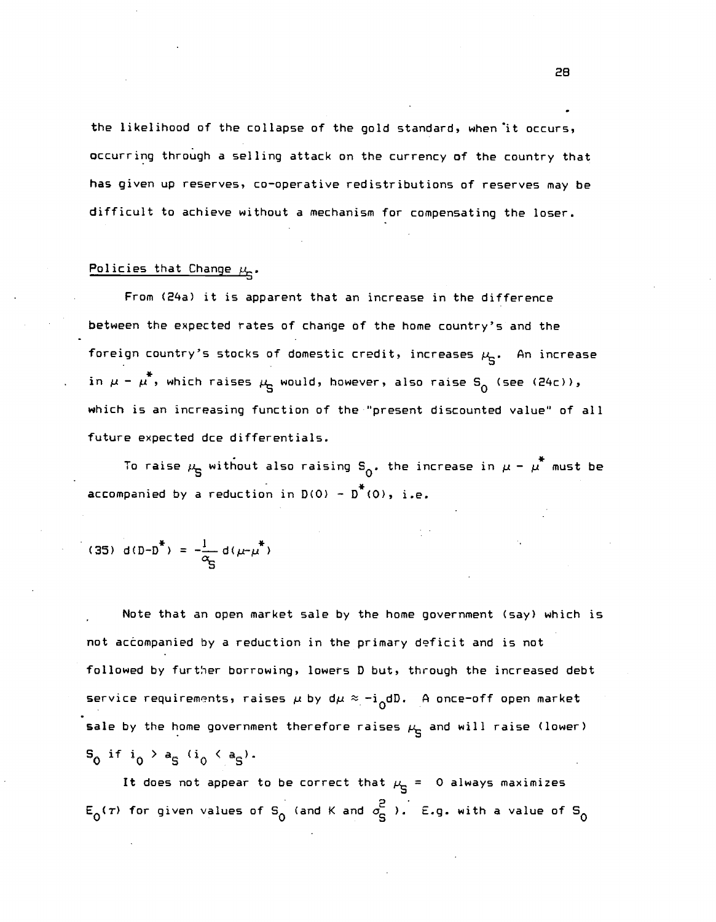the likelihood of the collapse of the gold standard, when it occurs, occurring through a selling attack on the currency of the country that has given up reserves, co-operative redistributions of reserves may be difficult to achieve without a mechanism for compensating the loser.

Policies that Change $\mu_S$.

From (24a) it is apparent that an increase in the difference between the expected rates of change of the home country's and the foreign country's stocks of domestic credit, increases $\mu_S$. An increase in $\mu - \mu^*$, which raises $\mu_S$ would, however, also raise $S_0$ (see (24c)), which is an increasing function of the "present discounted value" of all future expected dce differentials.

To raise $\mu_S$ without also raising $S_0$, the increase in $\mu - \mu^*$ must be accompanied by a reduction in $D(0) - D^*(0)$, i.e.

$$(35)\quad d(D-D^*) = -\frac{1}{\alpha_S} d(\mu-\mu^*)$$

Note that an open market sale by the home government (say) which is not accompanied by a reduction in the primary deficit and is not followed by further borrowing, lowers D but, through the increased debt service requirements, raises $\mu$ by $d\mu \approx -i_0 dD$. A once-off open market sale by the home government therefore raises $\mu_S$ and will raise (lower) $S_0$ if $i_0 > a_S$ ($i_0 < a_S$).

It does not appear to be correct that $\mu_S = 0$ always maximizes $E_0(\tau)$ for given values of $S_0$ (and K and $\sigma_S^2$). E.g. with a value of $S_0$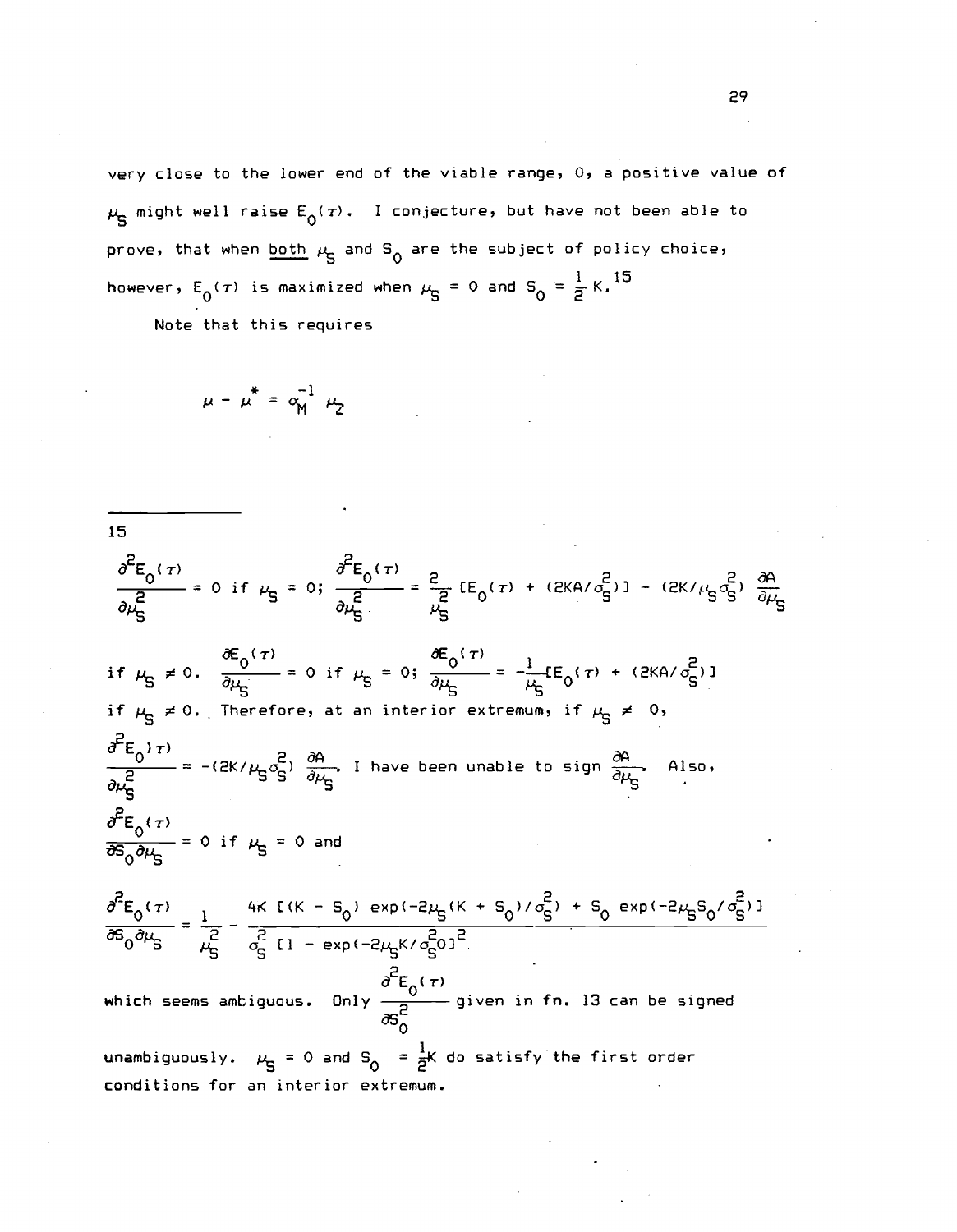very close to the lower end of the viable range, 0, a positive value of $\mu_S$ might well raise $E_0(\tau)$. I conjecture, but have not been able to prove, that when both $\mu_S$ and $S_0$ are the subject of policy choice, however, $E_0(\tau)$ is maximized when $\mu_S = 0$ and $S_0 = \frac{1}{2}K$.[15]

Note that this requires

$$\mu - \mu^* = \alpha_M^{-1} \mu_Z$$

---

[15]

$$\frac{\partial^2 E_0(\tau)}{\partial \mu_S^2} = 0 \text{ if } \mu_S = 0; \quad \frac{\partial^2 E_0(\tau)}{\partial \mu_S^2} = \frac{2}{\mu_S^2} [E_0(\tau) + (2KA/\sigma_S^2)] - (2K/\mu_S \sigma_S^2) \frac{\partial A}{\partial \mu_S}$$

if $\mu_S \neq 0$. $\frac{\partial E_0(\tau)}{\partial \mu_S} = 0$ if $\mu_S = 0$; $\frac{\partial E_0(\tau)}{\partial \mu_S} = -\frac{1}{\mu_S}[E_0(\tau) + (2KA/\sigma_S^2)]$ if $\mu_S \neq 0$. Therefore, at an interior extremum, if $\mu_S \neq 0$,

$\frac{\partial^2 E_0(\tau)}{\partial \mu_S^2} = -(2K/\mu_S \sigma_S^2) \frac{\partial A}{\partial \mu_S}$. I have been unable to sign $\frac{\partial A}{\partial \mu_S}$. Also,

$\frac{\partial^2 E_0(\tau)}{\partial S_0 \partial \mu_S} = 0$ if $\mu_S = 0$ and

$$\frac{\partial^2 E_0(\tau)}{\partial S_0 \partial \mu_S} = \frac{1}{\mu_S^2} - \frac{4K\,[(K - S_0)\exp(-2\mu_S(K + S_0)/\sigma_S^2) + S_0 \exp(-2\mu_S S_0/\sigma_S^2)]}{\sigma_S^2\,[1 - \exp(-2\mu_S K/\sigma_S^2)]^2}$$

which seems ambiguous. Only $\frac{\partial^2 E_0(\tau)}{\partial S_0^2}$ given in fn. 13 can be signed unambiguously. $\mu_S = 0$ and $S_0 = \frac{1}{2}K$ do satisfy the first order conditions for an interior extremum.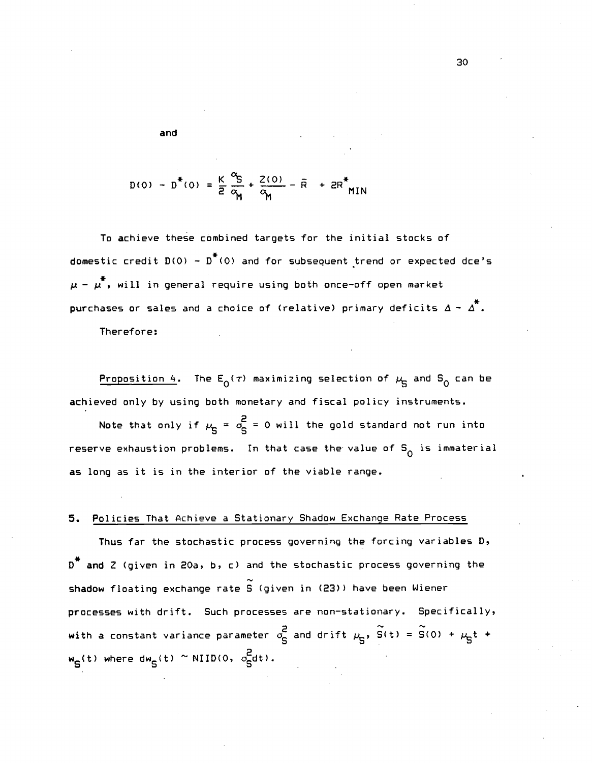and

$$D(0) - D^*(0) = \frac{K}{2}\frac{\alpha_S}{\alpha_M} + \frac{Z(0)}{\alpha_M} - \bar{R} + 2R^*_{MIN}$$

To achieve these combined targets for the initial stocks of domestic credit $D(0) - D^*(0)$ and for subsequent trend or expected dce's $\mu - \mu^*$, will in general require using both once-off open market purchases or sales and a choice of (relative) primary deficits $\Delta - \Delta^*$.

Therefore:

<u>Proposition 4</u>. The $E_0(\tau)$ maximizing selection of $\mu_S$ and $S_0$ can be achieved only by using both monetary and fiscal policy instruments.

Note that only if $\mu_S = \sigma_S^2 = 0$ will the gold standard not run into reserve exhaustion problems. In that case the value of $S_0$ is immaterial as long as it is in the interior of the viable range.

## 5. Policies That Achieve a Stationary Shadow Exchange Rate Process

Thus far the stochastic process governing the forcing variables D, $D^*$ and Z (given in 20a, b, c) and the stochastic process governing the shadow floating exchange rate $\tilde{S}$ (given in (23)) have been Wiener processes with drift. Such processes are non-stationary. Specifically, with a constant variance parameter $\sigma_S^2$ and drift $\mu_S$, $\tilde{S}(t) = \tilde{S}(0) + \mu_S t + w_S(t)$ where $dw_S(t) \sim NIID(0, \sigma_S^2 dt)$.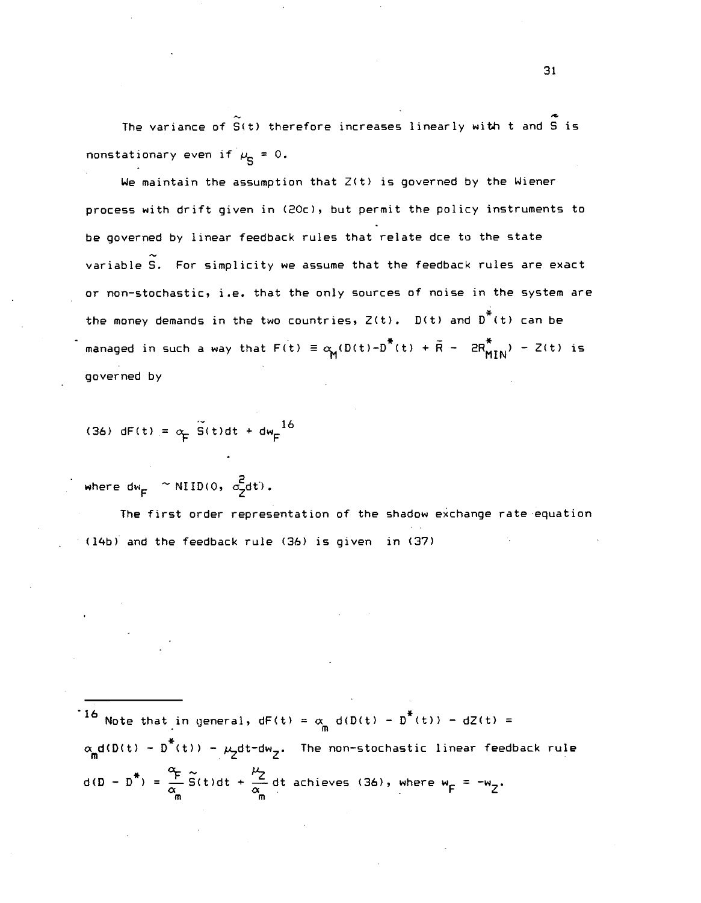The variance of $\tilde{S}(t)$ therefore increases linearly with t and $\tilde{S}$ is nonstationary even if $\mu_S = 0$.

We maintain the assumption that Z(t) is governed by the Wiener process with drift given in (20c), but permit the policy instruments to be governed by linear feedback rules that relate dce to the state variable $\tilde{S}$. For simplicity we assume that the feedback rules are exact or non-stochastic, i.e. that the only sources of noise in the system are the money demands in the two countries, Z(t). D(t) and $D^*(t)$ can be managed in such a way that $F(t) \equiv \alpha_M(D(t)-D^*(t) + \bar{R} - 2R^*_{MIN}) - Z(t)$ is governed by

$$(36) \quad dF(t) = \alpha_F \tilde{S}(t)dt + dw_F$$ [16]

where $dw_F \sim NIID(0, \sigma_Z^2 dt)$.

The first order representation of the shadow exchange rate equation (14b) and the feedback rule (36) is given in (37)

---

[16] Note that in general, $dF(t) = \alpha_m d(D(t) - D^*(t)) - dZ(t) = \alpha_m d(D(t) - D^*(t)) - \mu_Z dt - dw_Z$. The non-stochastic linear feedback rule $d(D - D^*) = \frac{\alpha_F}{\alpha_m}\tilde{S}(t)dt + \frac{\mu_Z}{\alpha_m}dt$ achieves (36), where $w_F = -w_Z$.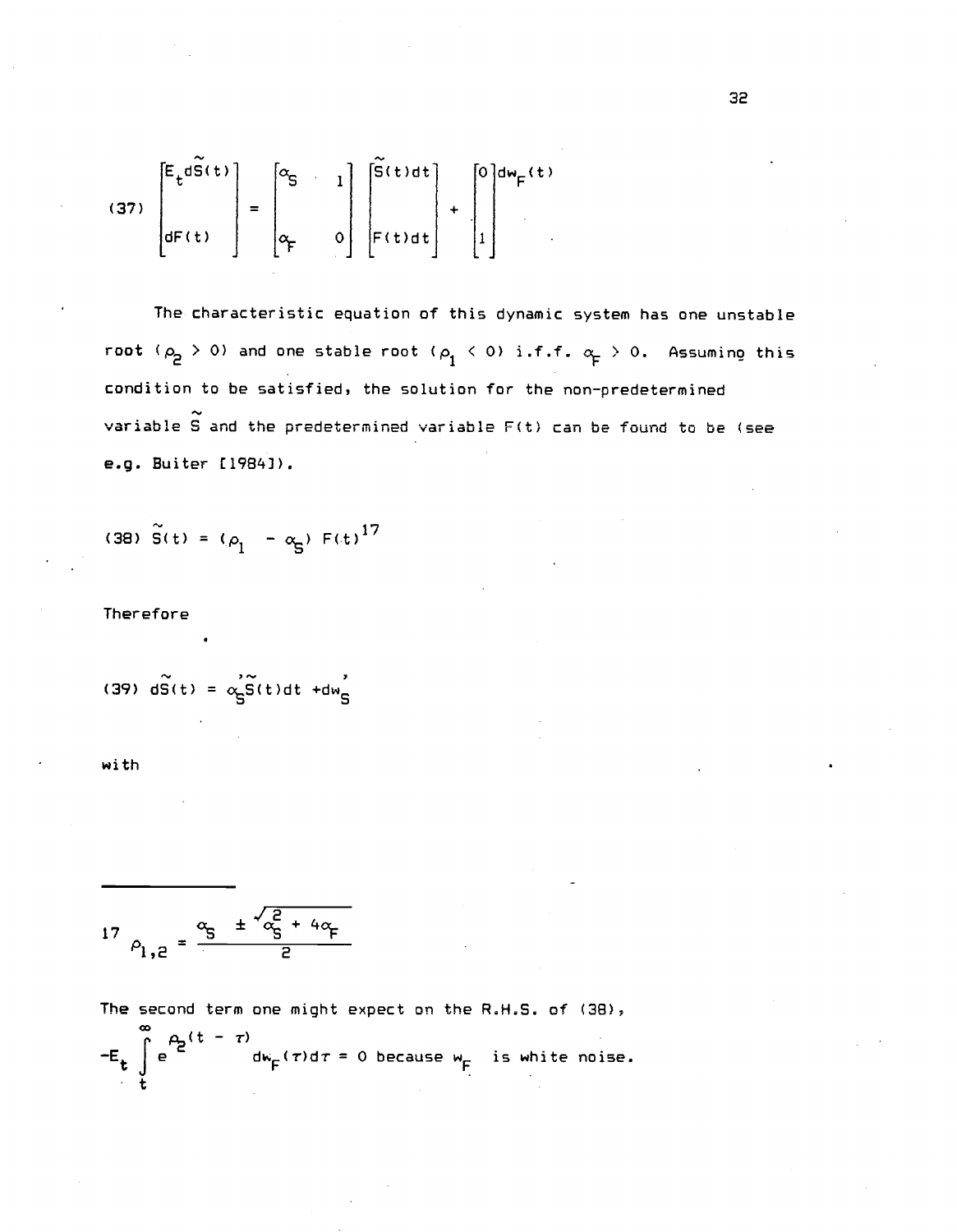$$(37) \quad \begin{bmatrix} E_t d\tilde{S}(t) \\ \\ dF(t) \end{bmatrix} = \begin{bmatrix} \alpha_S & 1 \\ \\ \alpha_F & 0 \end{bmatrix} \begin{bmatrix} \tilde{S}(t)dt \\ \\ F(t)dt \end{bmatrix} + \begin{bmatrix} 0 \\ \\ 1 \end{bmatrix} dw_F(t)$$

The characteristic equation of this dynamic system has one unstable root ($\rho_2 > 0$) and one stable root ($\rho_1 < 0$) i.f.f. $\alpha_F > 0$. Assuming this condition to be satisfied, the solution for the non-predetermined variable $\tilde{S}$ and the predetermined variable $F(t)$ can be found to be (see e.g. Buiter [1984]).

$$(38) \quad \tilde{S}(t) = (\rho_1 - \alpha_S) F(t)^{17}$$

Therefore

$$(39) \quad d\tilde{S}(t) = \alpha_S' \tilde{S}(t)dt + dw_S'$$

with

---

17 $$\rho_{1,2} = \frac{\alpha_S \pm \sqrt{\alpha_S^2 + 4\alpha_F}}{2}$$

The second term one might expect on the R.H.S. of (38),

$-E_t \int_t^{\infty} e^{\rho_2(t - \tau)} dw_F(\tau)d\tau = 0$ because $w_F$ is white noise.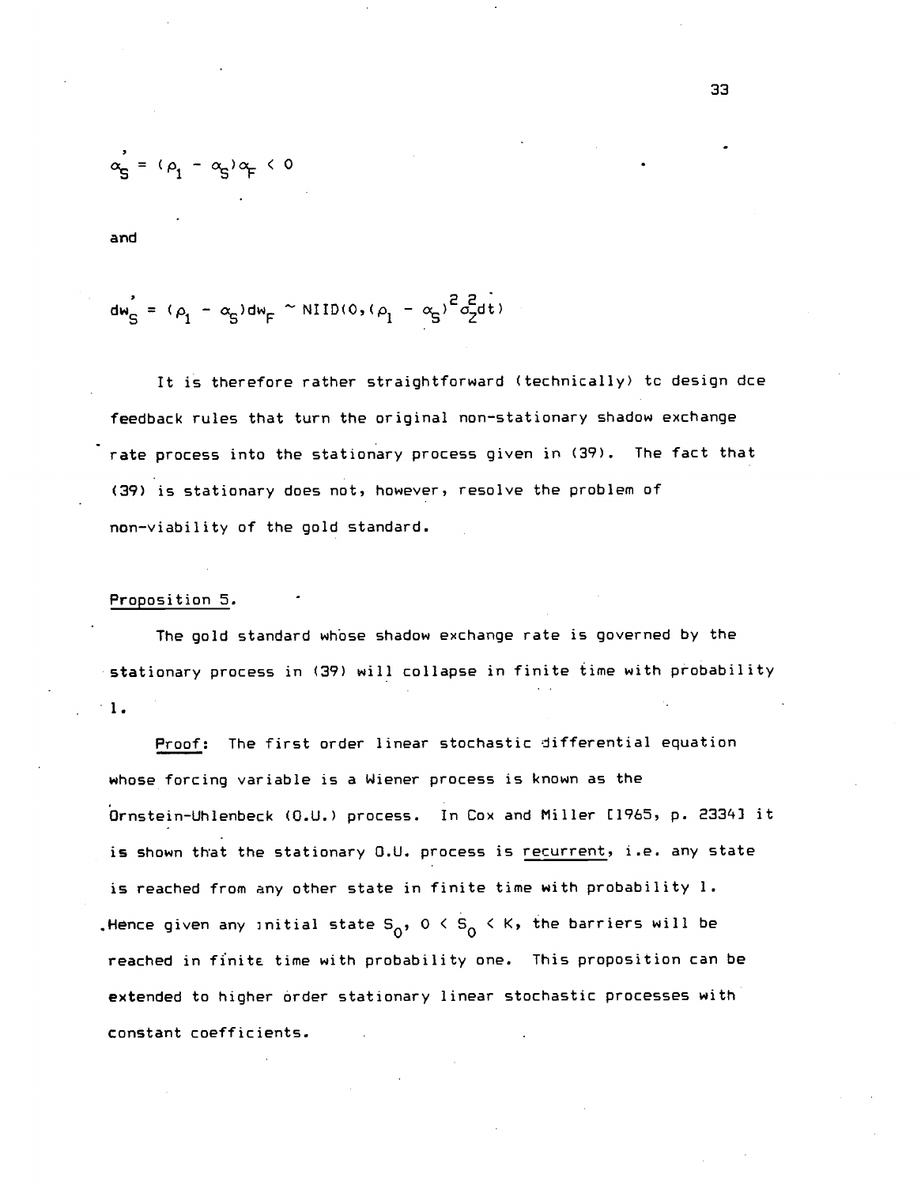$$\alpha_S' = (\rho_1 - \alpha_S)\alpha_F < 0$$

and

$$dw_S' = (\rho_1 - \alpha_S)dw_F \sim NIID(0, (\rho_1 - \alpha_S)^2 \sigma_Z^2 dt)$$

It is therefore rather straightforward (technically) tc design dce feedback rules that turn the original non-stationary shadow exchange rate process into the stationary process given in (39). The fact that (39) is stationary does not, however, resolve the problem of non-viability of the gold standard.

Proposition 5.

The gold standard whose shadow exchange rate is governed by the stationary process in (39) will collapse in finite time with probability 1.

Proof: The first order linear stochastic differential equation whose forcing variable is a Wiener process is known as the Ornstein-Uhlenbeck (O.U.) process. In Cox and Miller [1965, p. 2334] it is shown that the stationary O.U. process is recurrent, i.e. any state is reached from any other state in finite time with probability 1. Hence given any initial state $S_0$, $0 < S_0 < K$, the barriers will be reached in finite time with probability one. This proposition can be extended to higher order stationary linear stochastic processes with constant coefficients.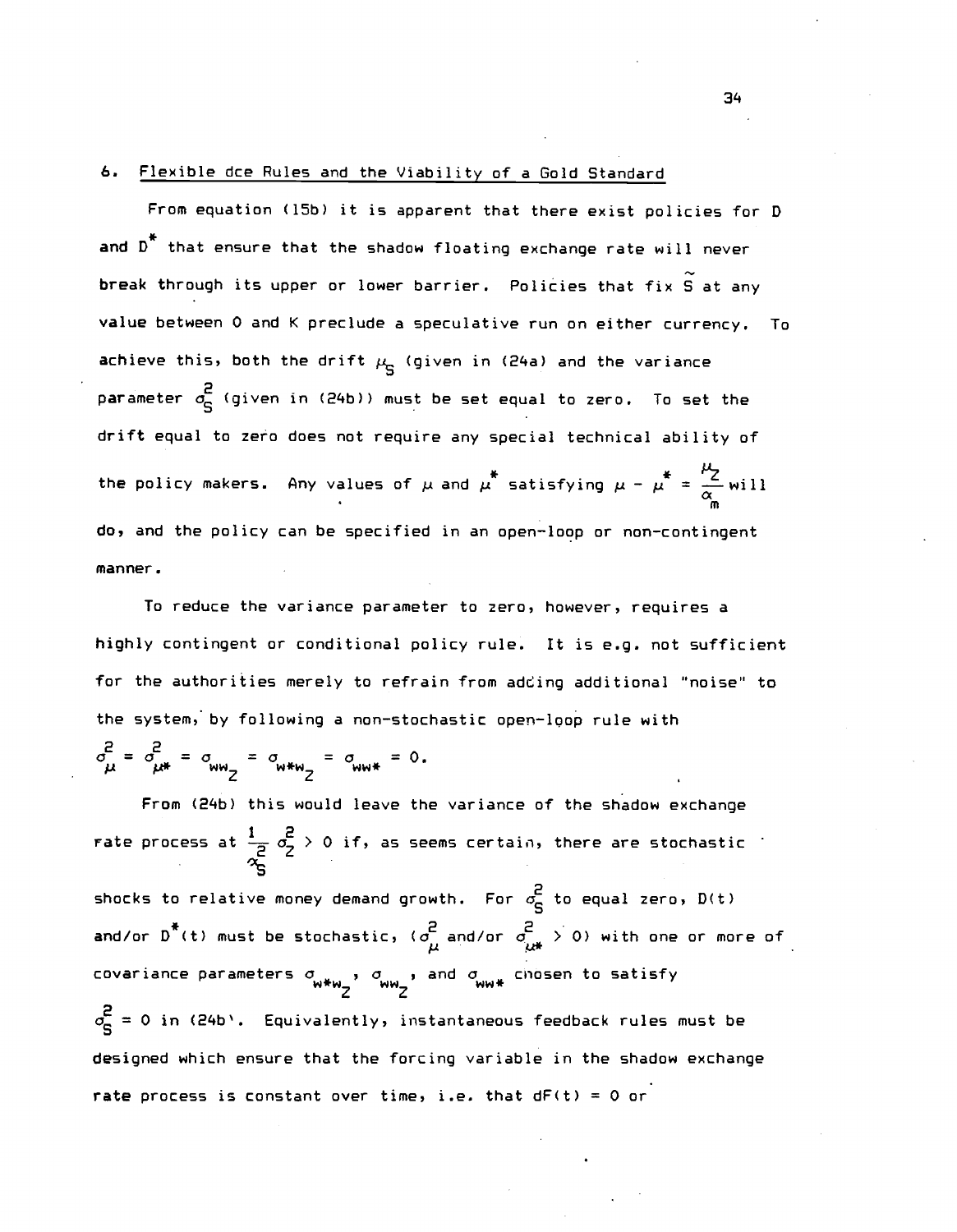## 6. Flexible dce Rules and the Viability of a Gold Standard

From equation (15b) it is apparent that there exist policies for D and $D^*$ that ensure that the shadow floating exchange rate will never break through its upper or lower barrier. Policies that fix $\tilde{S}$ at any value between 0 and K preclude a speculative run on either currency. To achieve this, both the drift $\mu_S$ (given in (24a) and the variance parameter $\sigma_S^2$ (given in (24b)) must be set equal to zero. To set the drift equal to zero does not require any special technical ability of the policy makers. Any values of $\mu$ and $\mu^*$ satisfying $\mu - \mu^* = \frac{\mu_Z}{\alpha_m}$ will do, and the policy can be specified in an open-loop or non-contingent manner.

To reduce the variance parameter to zero, however, requires a highly contingent or conditional policy rule. It is e.g. not sufficient for the authorities merely to refrain from adding additional "noise" to the system, by following a non-stochastic open-loop rule with $\sigma_\mu^2 = \sigma_{\mu*}^2 = \sigma_{ww_Z} = \sigma_{w*w_Z} = \sigma_{ww*} = 0$.

From (24b) this would leave the variance of the shadow exchange rate process at $\frac{1}{\alpha_S^2}\sigma_Z^2 > 0$ if, as seems certain, there are stochastic shocks to relative money demand growth. For $\sigma_S^2$ to equal zero, D(t) and/or $D^*(t)$ must be stochastic, ($\sigma_\mu^2$ and/or $\sigma_{\mu*}^2 > 0$) with one or more of covariance parameters $\sigma_{w*w_Z}$, $\sigma_{ww_Z}$, and $\sigma_{ww*}$ chosen to satisfy $\sigma_S^2 = 0$ in (24b). Equivalently, instantaneous feedback rules must be designed which ensure that the forcing variable in the shadow exchange rate process is constant over time, i.e. that $dF(t) = 0$ or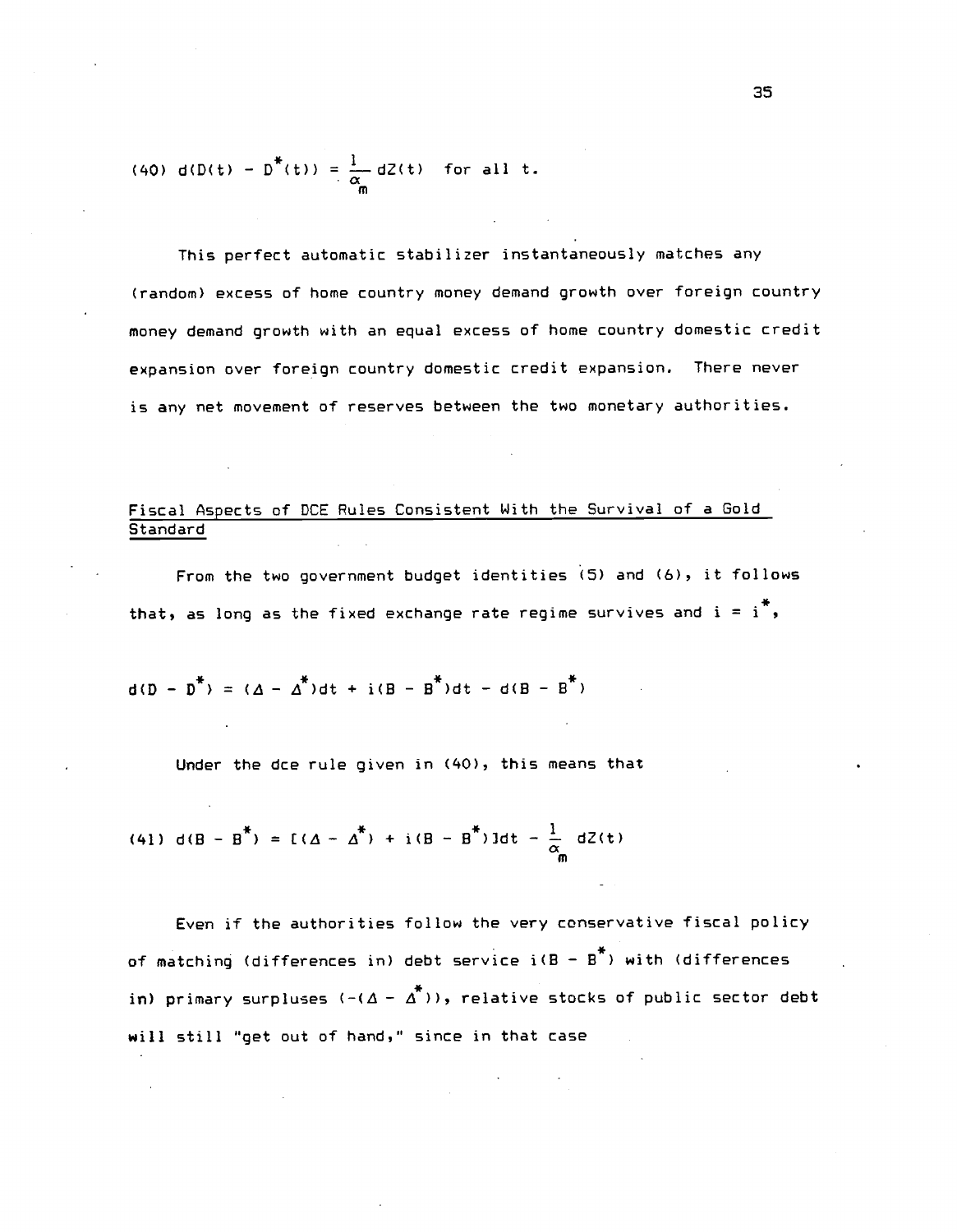$$(40)\quad d(D(t) - D^*(t)) = \frac{1}{\alpha_m} dZ(t) \quad \text{for all } t.$$

This perfect automatic stabilizer instantaneously matches any (random) excess of home country money demand growth over foreign country money demand growth with an equal excess of home country domestic credit expansion over foreign country domestic credit expansion. There never is any net movement of reserves between the two monetary authorities.

## Fiscal Aspects of DCE Rules Consistent With the Survival of a Gold Standard

From the two government budget identities (5) and (6), it follows that, as long as the fixed exchange rate regime survives and $i = i^*$,

$$d(D - D^*) = (\Delta - \Delta^*)dt + i(B - B^*)dt - d(B - B^*)$$

Under the dce rule given in (40), this means that

$$(41)\quad d(B - B^*) = [(\Delta - \Delta^*) + i(B - B^*)]dt - \frac{1}{\alpha_m} dZ(t)$$

Even if the authorities follow the very conservative fiscal policy of matching (differences in) debt service $i(B - B^*)$ with (differences in) primary surpluses $(-(\Delta - \Delta^*))$, relative stocks of public sector debt will still "get out of hand," since in that case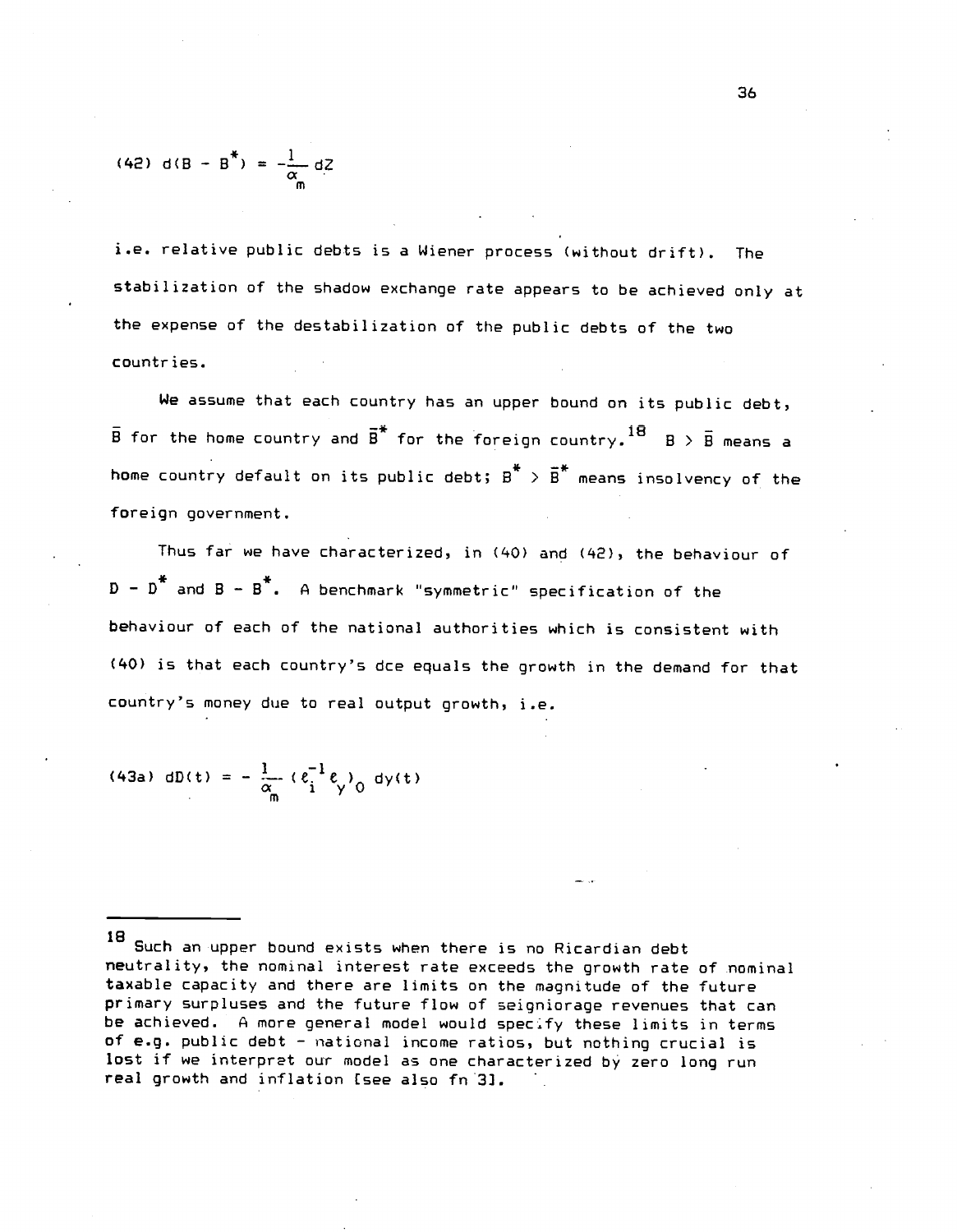$$(42)\quad d(B - B^{*}) = -\frac{1}{\alpha_m} dZ$$

i.e. relative public debts is a Wiener process (without drift). The stabilization of the shadow exchange rate appears to be achieved only at the expense of the destabilization of the public debts of the two countries.

We assume that each country has an upper bound on its public debt, $\bar{B}$ for the home country and $\bar{B}^{*}$ for the foreign country.[18] $B > \bar{B}$ means a home country default on its public debt; $B^{*} > \bar{B}^{*}$ means insolvency of the foreign government.

Thus far we have characterized, in (40) and (42), the behaviour of $D - D^{*}$ and $B - B^{*}$. A benchmark "symmetric" specification of the behaviour of each of the national authorities which is consistent with (40) is that each country's dce equals the growth in the demand for that country's money due to real output growth, i.e.

$$(43a)\quad dD(t) = -\frac{1}{\alpha_m}(\ell_i^{-1}\ell_y)_0\, dy(t)$$

---

[18] Such an upper bound exists when there is no Ricardian debt neutrality, the nominal interest rate exceeds the growth rate of nominal taxable capacity and there are limits on the magnitude of the future primary surpluses and the future flow of seigniorage revenues that can be achieved. A more general model would specify these limits in terms of e.g. public debt - national income ratios, but nothing crucial is lost if we interpret our model as one characterized by zero long run real growth and inflation [see also fn 3].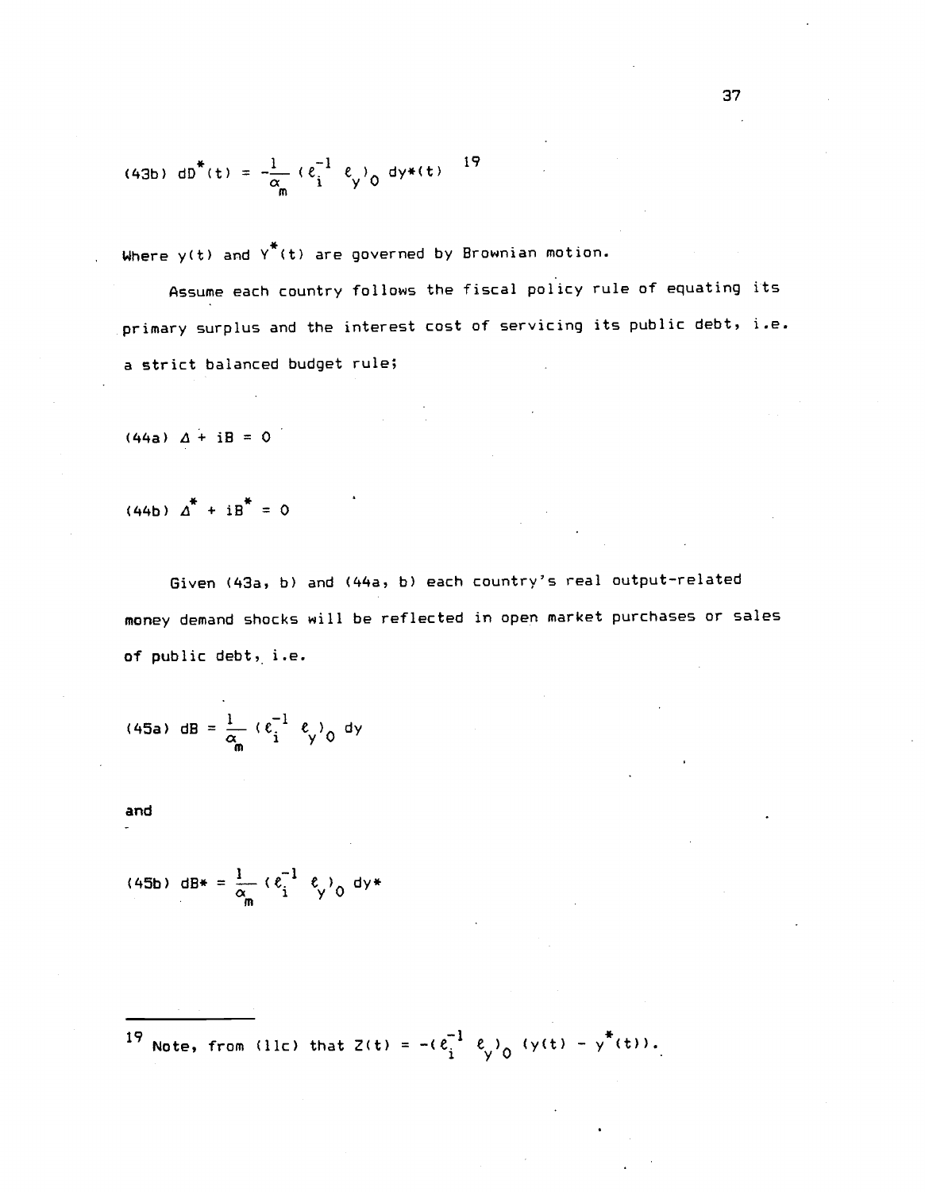$$(43b)\quad dD^*(t) = -\frac{1}{\alpha_m}\,(\ell_i^{-1}\ \ell_y)_0\ dy^*(t)$$ [19]

Where $y(t)$ and $Y^*(t)$ are governed by Brownian motion.

Assume each country follows the fiscal policy rule of equating its primary surplus and the interest cost of servicing its public debt, i.e. a strict balanced budget rule;

$$(44a)\quad \Delta + iB = 0$$

$$(44b)\quad \Delta^* + iB^* = 0$$

Given (43a, b) and (44a, b) each country's real output-related money demand shocks will be reflected in open market purchases or sales of public debt, i.e.

$$(45a)\quad dB = \frac{1}{\alpha_m}\,(\ell_i^{-1}\ \ell_y)_0\ dy$$

and

$$(45b)\quad dB^* = \frac{1}{\alpha_m}\,(\ell_i^{-1}\ \ell_y)_0\ dy^*$$

---

[19] Note, from (11c) that $Z(t) = -(\ell_i^{-1}\ \ell_y)_0\,(y(t) - y^*(t))$.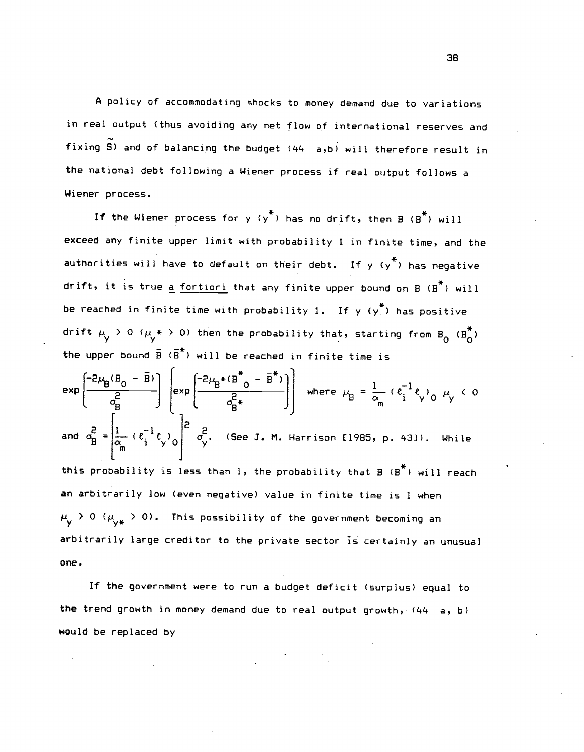A policy of accommodating shocks to money demand due to variations in real output (thus avoiding any net flow of international reserves and fixing $\tilde{S}$) and of balancing the budget (44 a,b) will therefore result in the national debt following a Wiener process if real output follows a Wiener process.

If the Wiener process for $y$ ($y^*$) has no drift, then $B$ ($B^*$) will exceed any finite upper limit with probability 1 in finite time, and the authorities will have to default on their debt. If $y$ ($y^*$) has negative drift, it is true a fortiori that any finite upper bound on $B$ ($B^*$) will be reached in finite time with probability 1. If $y$ ($y^*$) has positive drift $\mu_y > 0$ ($\mu_y^* > 0$) then the probability that, starting from $B_0$ ($B_0^*$) the upper bound $\bar{B}$ ($\bar{B}^*$) will be reached in finite time is

$$\exp\left[\frac{-2\mu_B(B_0 - \bar{B})}{\sigma_B^2}\right] \quad \left[\exp\left[\frac{-2\mu_{B^*}(B^*_0 - \bar{B}^*)}{\sigma_{B^*}^2}\right]\right] \quad \text{where } \mu_B = \frac{1}{\alpha_m}(\ell_i^{-1}\ell_y)_0\,\mu_y < 0$$

and $\sigma_B^2 = \left[\frac{1}{\alpha_m}(\ell_i^{-1}\ell_y)_0\right]^2 \sigma_y^2$. (See J. M. Harrison [1985, p. 43]). While this probability is less than 1, the probability that $B$ ($B^*$) will reach an arbitrarily low (even negative) value in finite time is 1 when $\mu_y > 0$ ($\mu_{y^*} > 0$). This possibility of the government becoming an arbitrarily large creditor to the private sector is certainly an unusual one.

If the government were to run a budget deficit (surplus) equal to the trend growth in money demand due to real output growth, (44 a, b) would be replaced by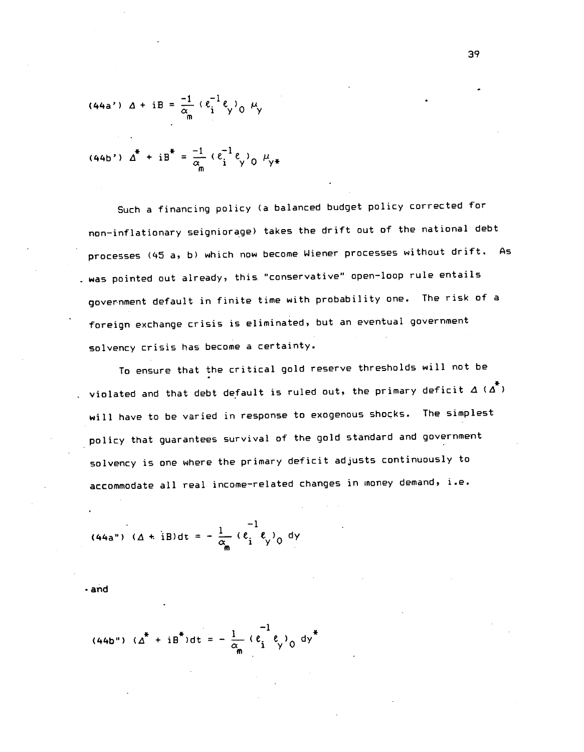$$\text{(44a')} \quad \Delta + iB = \frac{-1}{\alpha_m} (\ell_i^{-1} \ell_y)_0 \, \mu_y$$

$$\text{(44b')} \quad \Delta^* + iB^* = \frac{-1}{\alpha_m} (\ell_i^{-1} \ell_y)_0 \, \mu_{y*}$$

Such a financing policy (a balanced budget policy corrected for non-inflationary seigniorage) takes the drift out of the national debt processes (45 a, b) which now become Wiener processes without drift. As was pointed out already, this "conservative" open-loop rule entails government default in finite time with probability one. The risk of a foreign exchange crisis is eliminated, but an eventual government solvency crisis has become a certainty.

To ensure that the critical gold reserve thresholds will not be violated and that debt default is ruled out, the primary deficit $\Delta$ ($\Delta^*$) will have to be varied in response to exogenous shocks. The simplest policy that guarantees survival of the gold standard and government solvency is one where the primary deficit adjusts continuously to accommodate all real income-related changes in money demand, i.e.

$$\text{(44a")} \quad (\Delta + iB)dt = -\frac{1}{\alpha_m} (\ell_i^{-1} \ell_y)_0 \, dy$$

and

$$\text{(44b")} \quad (\Delta^* + iB^*)dt = -\frac{1}{\alpha_m} (\ell_i^{-1} \ell_y)_0 \, dy^*$$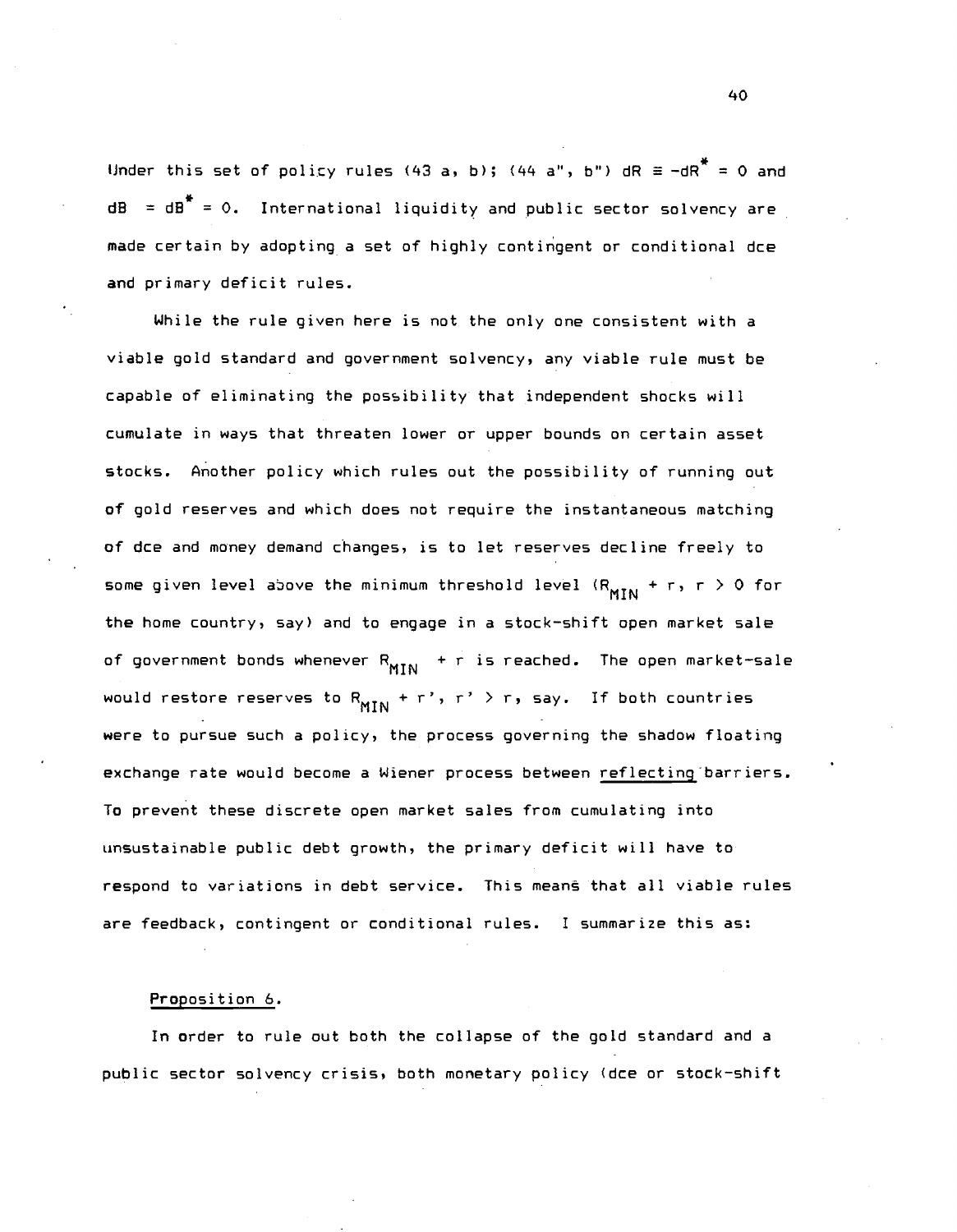Under this set of policy rules (43 a, b); (44 a", b") $dR \equiv -dR^* = 0$ and $dB = dB^* = 0$. International liquidity and public sector solvency are made certain by adopting a set of highly contingent or conditional dce and primary deficit rules.

While the rule given here is not the only one consistent with a viable gold standard and government solvency, any viable rule must be capable of eliminating the possibility that independent shocks will cumulate in ways that threaten lower or upper bounds on certain asset stocks. Another policy which rules out the possibility of running out of gold reserves and which does not require the instantaneous matching of dce and money demand changes, is to let reserves decline freely to some given level above the minimum threshold level ($R_{MIN} + r$, $r > 0$ for the home country, say) and to engage in a stock-shift open market sale of government bonds whenever $R_{MIN} + r$ is reached. The open market-sale would restore reserves to $R_{MIN} + r'$, $r' > r$, say. If both countries were to pursue such a policy, the process governing the shadow floating exchange rate would become a Wiener process between <u>reflecting</u> barriers. To prevent these discrete open market sales from cumulating into unsustainable public debt growth, the primary deficit will have to respond to variations in debt service. This means that all viable rules are feedback, contingent or conditional rules. I summarize this as:

<u>Proposition 6.</u>

In order to rule out both the collapse of the gold standard and a public sector solvency crisis, both monetary policy (dce or stock-shift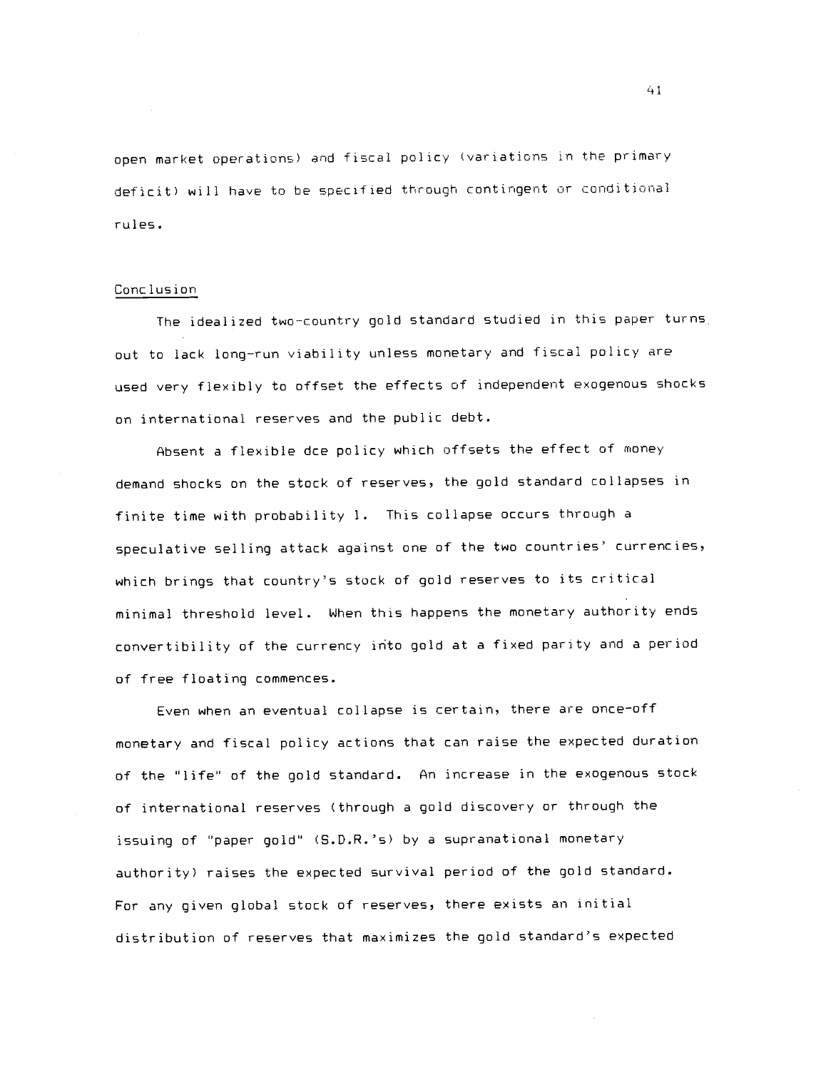open market operations) and fiscal policy (variations in the primary deficit) will have to be specified through contingent or conditional rules.

## Conclusion

The idealized two-country gold standard studied in this paper turns out to lack long-run viability unless monetary and fiscal policy are used very flexibly to offset the effects of independent exogenous shocks on international reserves and the public debt.

Absent a flexible dce policy which offsets the effect of money demand shocks on the stock of reserves, the gold standard collapses in finite time with probability 1. This collapse occurs through a speculative selling attack against one of the two countries' currencies, which brings that country's stock of gold reserves to its critical minimal threshold level. When this happens the monetary authority ends convertibility of the currency into gold at a fixed parity and a period of free floating commences.

Even when an eventual collapse is certain, there are once-off monetary and fiscal policy actions that can raise the expected duration of the "life" of the gold standard. An increase in the exogenous stock of international reserves (through a gold discovery or through the issuing of "paper gold" (S.D.R.'s) by a supranational monetary authority) raises the expected survival period of the gold standard. For any given global stock of reserves, there exists an initial distribution of reserves that maximizes the gold standard's expected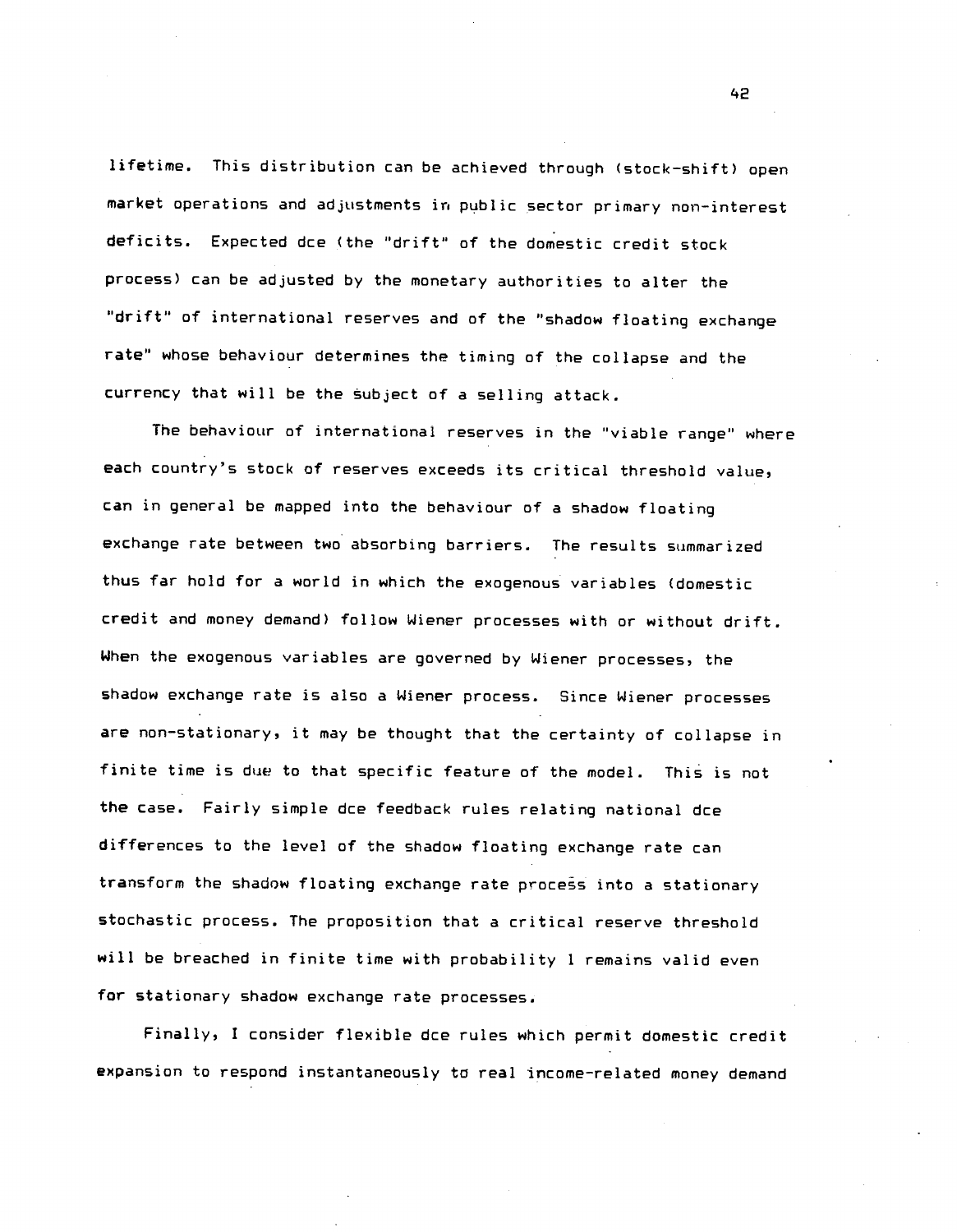lifetime. This distribution can be achieved through (stock-shift) open market operations and adjustments in public sector primary non-interest deficits. Expected dce (the "drift" of the domestic credit stock process) can be adjusted by the monetary authorities to alter the "drift" of international reserves and of the "shadow floating exchange rate" whose behaviour determines the timing of the collapse and the currency that will be the subject of a selling attack.

The behaviour of international reserves in the "viable range" where each country's stock of reserves exceeds its critical threshold value, can in general be mapped into the behaviour of a shadow floating exchange rate between two absorbing barriers. The results summarized thus far hold for a world in which the exogenous variables (domestic credit and money demand) follow Wiener processes with or without drift. When the exogenous variables are governed by Wiener processes, the shadow exchange rate is also a Wiener process. Since Wiener processes are non-stationary, it may be thought that the certainty of collapse in finite time is due to that specific feature of the model. This is not the case. Fairly simple dce feedback rules relating national dce differences to the level of the shadow floating exchange rate can transform the shadow floating exchange rate process into a stationary stochastic process. The proposition that a critical reserve threshold will be breached in finite time with probability 1 remains valid even for stationary shadow exchange rate processes.

Finally, I consider flexible dce rules which permit domestic credit expansion to respond instantaneously to real income-related money demand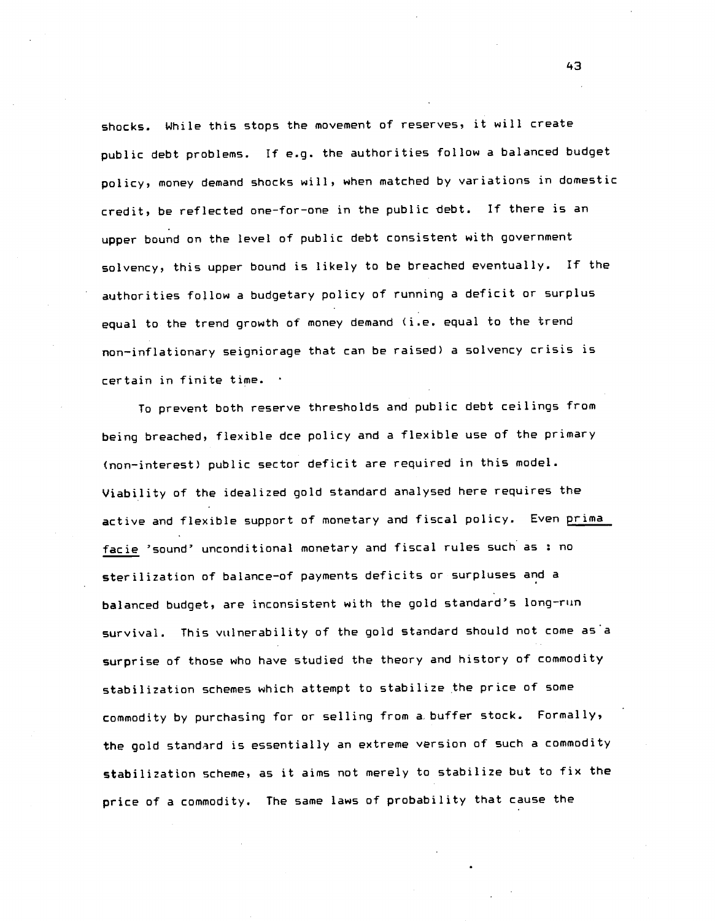shocks. While this stops the movement of reserves, it will create public debt problems. If e.g. the authorities follow a balanced budget policy, money demand shocks will, when matched by variations in domestic credit, be reflected one-for-one in the public debt. If there is an upper bound on the level of public debt consistent with government solvency, this upper bound is likely to be breached eventually. If the authorities follow a budgetary policy of running a deficit or surplus equal to the trend growth of money demand (i.e. equal to the trend non-inflationary seigniorage that can be raised) a solvency crisis is certain in finite time.

To prevent both reserve thresholds and public debt ceilings from being breached, flexible dce policy and a flexible use of the primary (non-interest) public sector deficit are required in this model. Viability of the idealized gold standard analysed here requires the active and flexible support of monetary and fiscal policy. Even *prima facie* 'sound' unconditional monetary and fiscal rules such as : no sterilization of balance-of payments deficits or surpluses and a balanced budget, are inconsistent with the gold standard's long-run survival. This vulnerability of the gold standard should not come as a surprise of those who have studied the theory and history of commodity stabilization schemes which attempt to stabilize the price of some commodity by purchasing for or selling from a buffer stock. Formally, the gold standard is essentially an extreme version of such a commodity stabilization scheme, as it aims not merely to stabilize but to fix the price of a commodity. The same laws of probability that cause the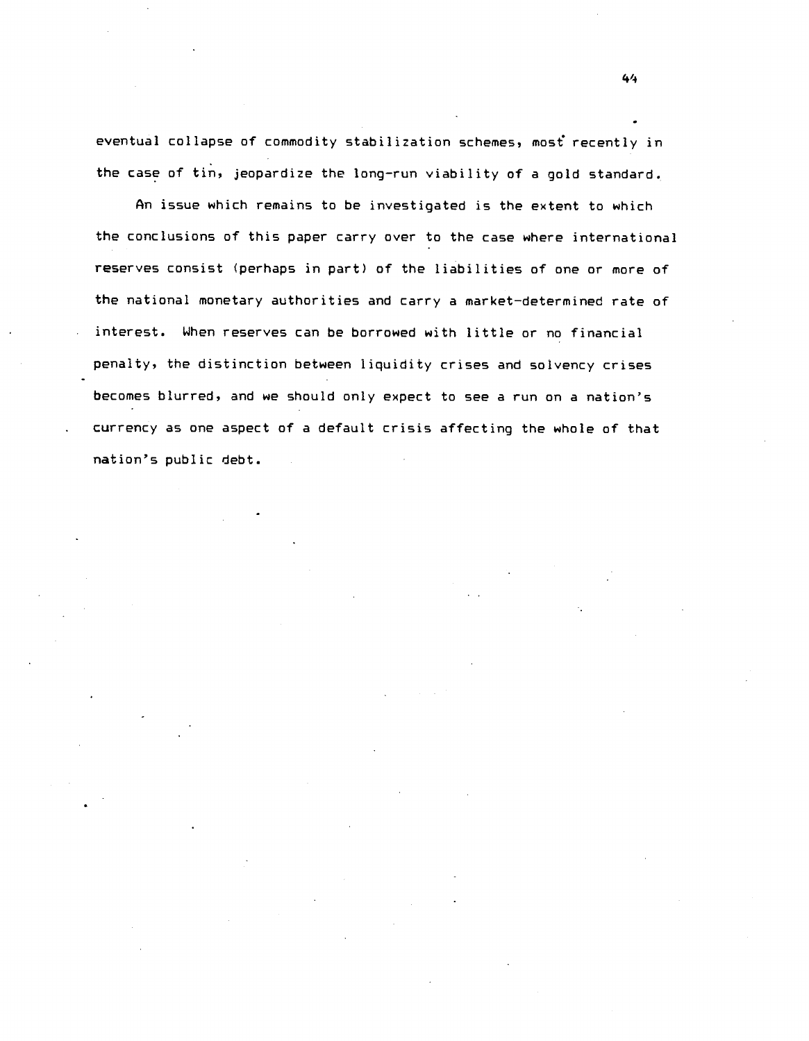eventual collapse of commodity stabilization schemes, most recently in the case of tin, jeopardize the long-run viability of a gold standard.

An issue which remains to be investigated is the extent to which the conclusions of this paper carry over to the case where international reserves consist (perhaps in part) of the liabilities of one or more of the national monetary authorities and carry a market-determined rate of interest. When reserves can be borrowed with little or no financial penalty, the distinction between liquidity crises and solvency crises becomes blurred, and we should only expect to see a run on a nation's currency as one aspect of a default crisis affecting the whole of that nation's public debt.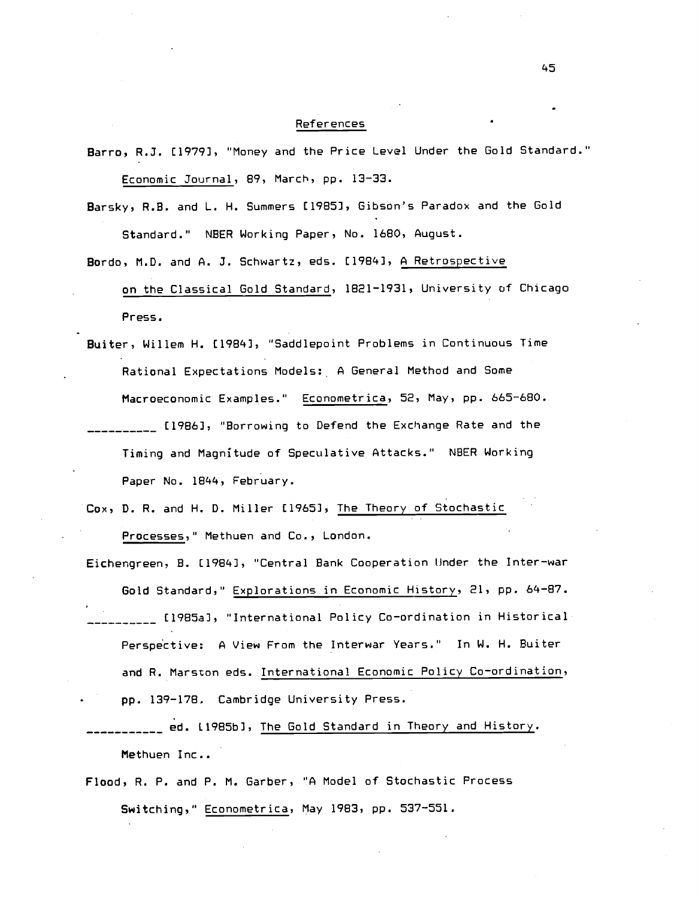## References

Barro, R.J. [1979], "Money and the Price Level Under the Gold Standard." Economic Journal, 89, March, pp. 13-33.

Barsky, R.B. and L. H. Summers [1985], Gibson's Paradox and the Gold Standard." NBER Working Paper, No. 1680, August.

Bordo, M.D. and A. J. Schwartz, eds. [1984], A Retrospective on the Classical Gold Standard, 1821-1931, University of Chicago Press.

Buiter, Willem H. [1984], "Saddlepoint Problems in Continuous Time Rational Expectations Models: A General Method and Some Macroeconomic Examples." Econometrica, 52, May, pp. 665-680.

__________ [1986], "Borrowing to Defend the Exchange Rate and the Timing and Magnitude of Speculative Attacks." NBER Working Paper No. 1844, February.

Cox, D. R. and H. D. Miller [1965], The Theory of Stochastic Processes," Methuen and Co., London.

Eichengreen, B. [1984], "Central Bank Cooperation Under the Inter-war Gold Standard," Explorations in Economic History, 21, pp. 64-87.

__________ [1985a], "International Policy Co-ordination in Historical Perspective: A View From the Interwar Years." In W. H. Buiter and R. Marston eds. International Economic Policy Co-ordination, pp. 139-178. Cambridge University Press.

__________ ed. [1985b], The Gold Standard in Theory and History. Methuen Inc..

Flood, R. P. and P. M. Garber, "A Model of Stochastic Process Switching," Econometrica, May 1983, pp. 537-551.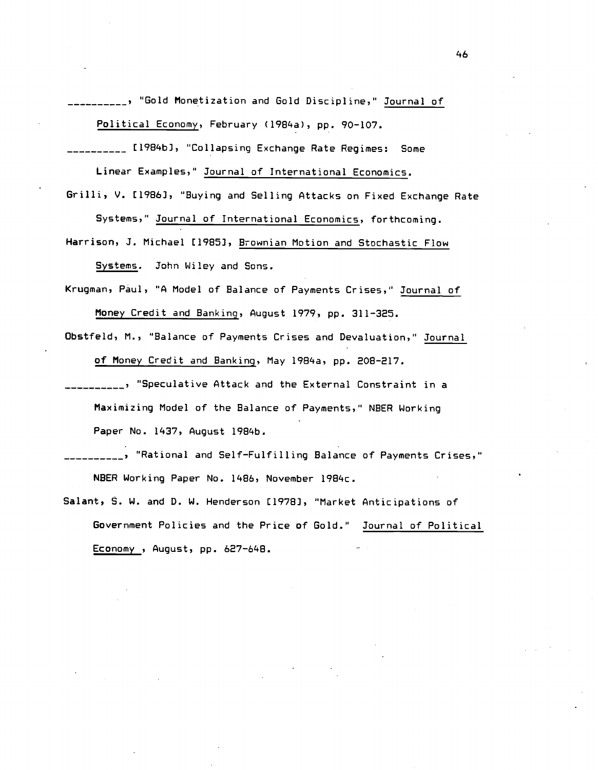__________, "Gold Monetization and Gold Discipline," Journal of Political Economy, February (1984a), pp. 90-107.

__________ [1984b], "Collapsing Exchange Rate Regimes: Some Linear Examples," Journal of International Economics.

Grilli, V. [1986], "Buying and Selling Attacks on Fixed Exchange Rate Systems," Journal of International Economics, forthcoming.

Harrison, J. Michael [1985], Brownian Motion and Stochastic Flow Systems. John Wiley and Sons.

Krugman, Paul, "A Model of Balance of Payments Crises," Journal of Money Credit and Banking, August 1979, pp. 311-325.

Obstfeld, M., "Balance of Payments Crises and Devaluation," Journal of Money Credit and Banking, May 1984a, pp. 208-217.

__________, "Speculative Attack and the External Constraint in a Maximizing Model of the Balance of Payments," NBER Working Paper No. 1437, August 1984b.

__________, "Rational and Self-Fulfilling Balance of Payments Crises," NBER Working Paper No. 1486, November 1984c.

Salant, S. W. and D. W. Henderson [1978], "Market Anticipations of Government Policies and the Price of Gold." Journal of Political Economy, August, pp. 627-648.